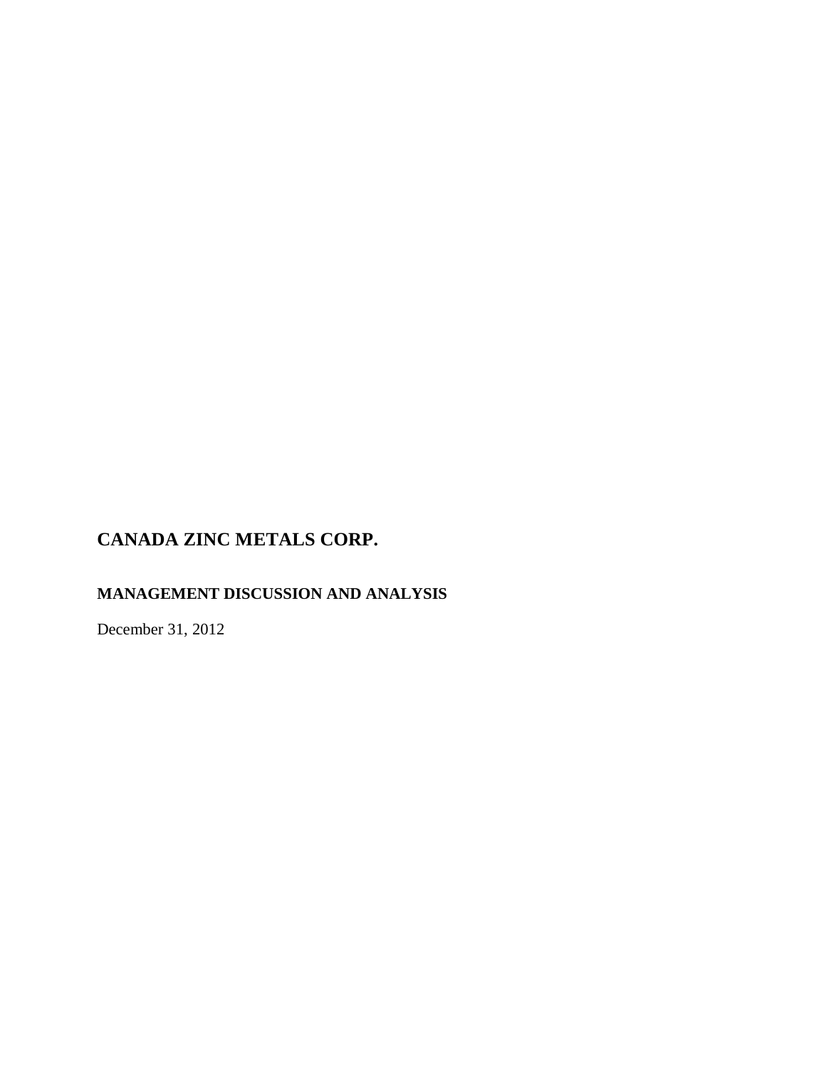# CANADA ZINC METALS CORP.

## MANAGEMENT DISCUSSION AND ANALYSIS

December 31, 2012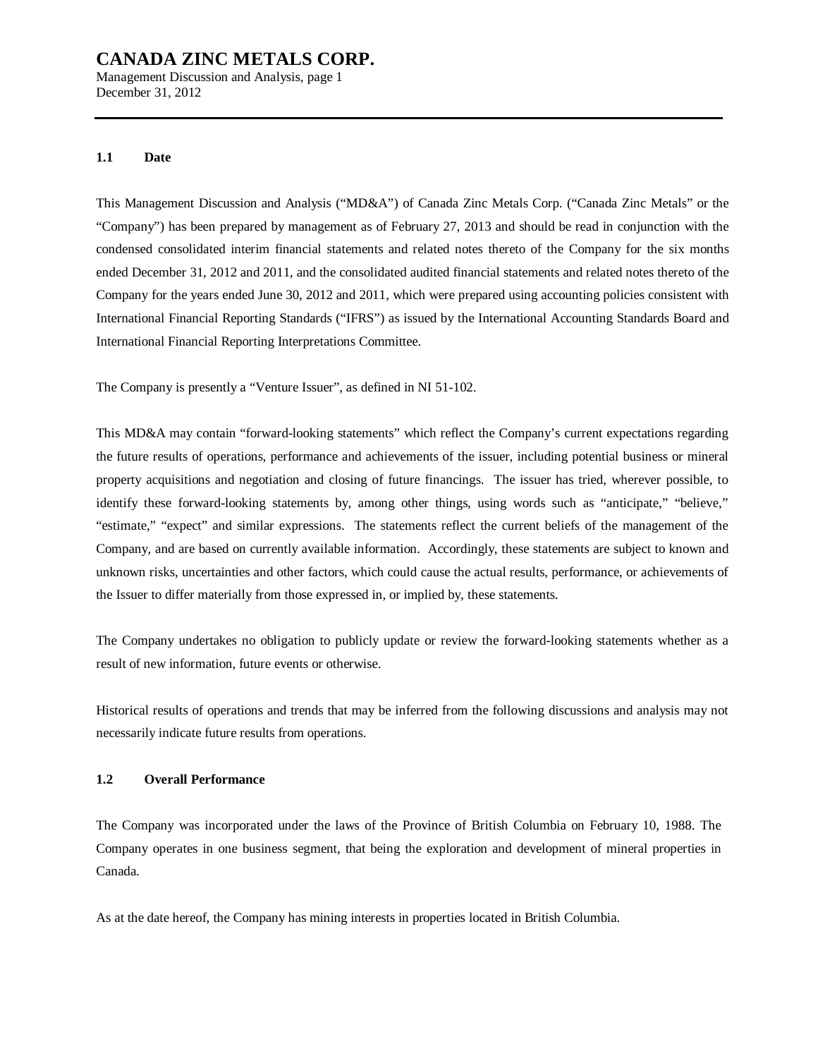### 1.1 Date

This Management Discussion and Analysis ("MD&A") of Canada Zinc Metals Corp. ("Canada Zinc Metals" or the "Company") has been prepared by management as of February 27, 2013 and should be read in conjunction with the condensed consolidated interim financial statements and related notes thereto of the Company for the six months ended December 31, 2012 and 2011, and the consolidated audited financial statements and related notes thereto of the Company for the years ended June 30, 2012 and 2011, which were prepared using accounting policies consistent with International Financial Reporting Standards ("IFRS") as issued by the International Accounting Standards Board and International Financial Reporting Interpretations Committee.

The Company is presently a "Venture Issuer", as defined in NI 51-102.

This MD&A may contain "forward-looking statements" which reflect the Company's current expectations regarding the future results of operations, performance and achievements of the issuer, including potential business or mineral property acquisitions and negotiation and closing of future financings. The issuer has tried, wherever possible, to identify these forward-looking statements by, among other things, using words such as "anticipate," "believe," "estimate," "expect" and similar expressions. The statements reflect the current beliefs of the management of the Company, and are based on currently available information. Accordingly, these statements are subject to known and unknown risks, uncertainties and other factors, which could cause the actual results, performance, or achievements of the Issuer to differ materially from those expressed in, or implied by, these statements.

The Company undertakes no obligation to publicly update or review the forward-looking statements whether as a result of new information, future events or otherwise.

Historical results of operations and trends that may be inferred from the following discussions and analysis may not necessarily indicate future results from operations.

### 1.2 Overall Performance

The Company was incorporated under the laws of the Province of British Columbia on February 10, 1988. The Company operates in one business segment, that being the exploration and development of mineral properties in Canada.

As at the date hereof, the Company has mining interests in properties located in British Columbia.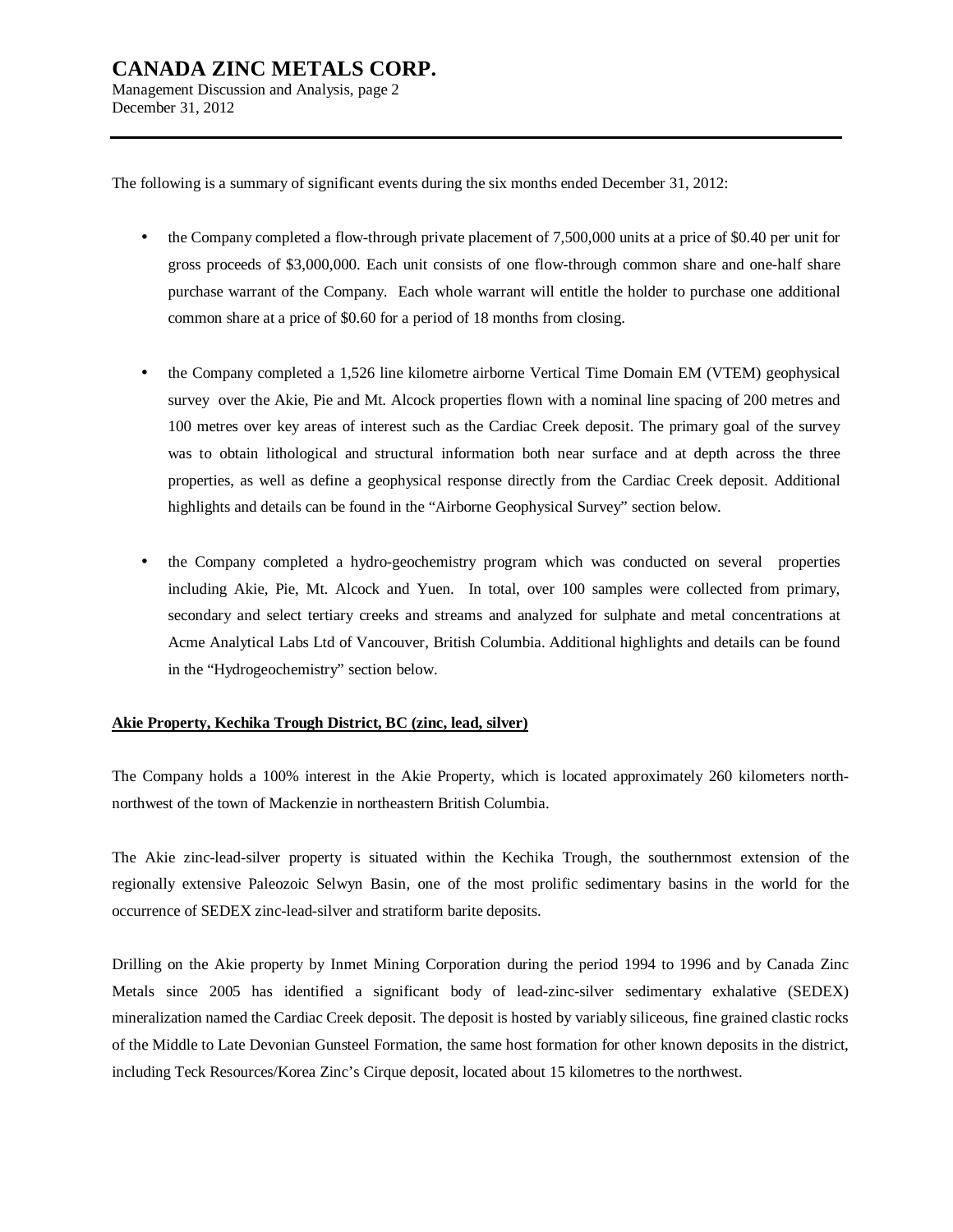The following is a summary of significant events during the six months ended December 31, 2012:

- the Company completed a flow-through private placement of 7,500,000 units at a price of $0.40 per unit for gross proceeds of $3,000,000. Each unit consists of one flow-through common share and one-half share purchase warrant of the Company. Each whole warrant will entitle the holder to purchase one additional common share at a price of $0.60 for a period of 18 months from closing.

- the Company completed a 1,526 line kilometre airborne Vertical Time Domain EM (VTEM) geophysical survey over the Akie, Pie and Mt. Alcock properties flown with a nominal line spacing of 200 metres and 100 metres over key areas of interest such as the Cardiac Creek deposit. The primary goal of the survey was to obtain lithological and structural information both near surface and at depth across the three properties, as well as define a geophysical response directly from the Cardiac Creek deposit. Additional highlights and details can be found in the "Airborne Geophysical Survey" section below.

- the Company completed a hydro-geochemistry program which was conducted on several properties including Akie, Pie, Mt. Alcock and Yuen. In total, over 100 samples were collected from primary, secondary and select tertiary creeks and streams and analyzed for sulphate and metal concentrations at Acme Analytical Labs Ltd of Vancouver, British Columbia. Additional highlights and details can be found in the "Hydrogeochemistry" section below.

**Akie Property, Kechika Trough District, BC (zinc, lead, silver)**

The Company holds a 100% interest in the Akie Property, which is located approximately 260 kilometers north-northwest of the town of Mackenzie in northeastern British Columbia.

The Akie zinc-lead-silver property is situated within the Kechika Trough, the southernmost extension of the regionally extensive Paleozoic Selwyn Basin, one of the most prolific sedimentary basins in the world for the occurrence of SEDEX zinc-lead-silver and stratiform barite deposits.

Drilling on the Akie property by Inmet Mining Corporation during the period 1994 to 1996 and by Canada Zinc Metals since 2005 has identified a significant body of lead-zinc-silver sedimentary exhalative (SEDEX) mineralization named the Cardiac Creek deposit. The deposit is hosted by variably siliceous, fine grained clastic rocks of the Middle to Late Devonian Gunsteel Formation, the same host formation for other known deposits in the district, including Teck Resources/Korea Zinc's Cirque deposit, located about 15 kilometres to the northwest.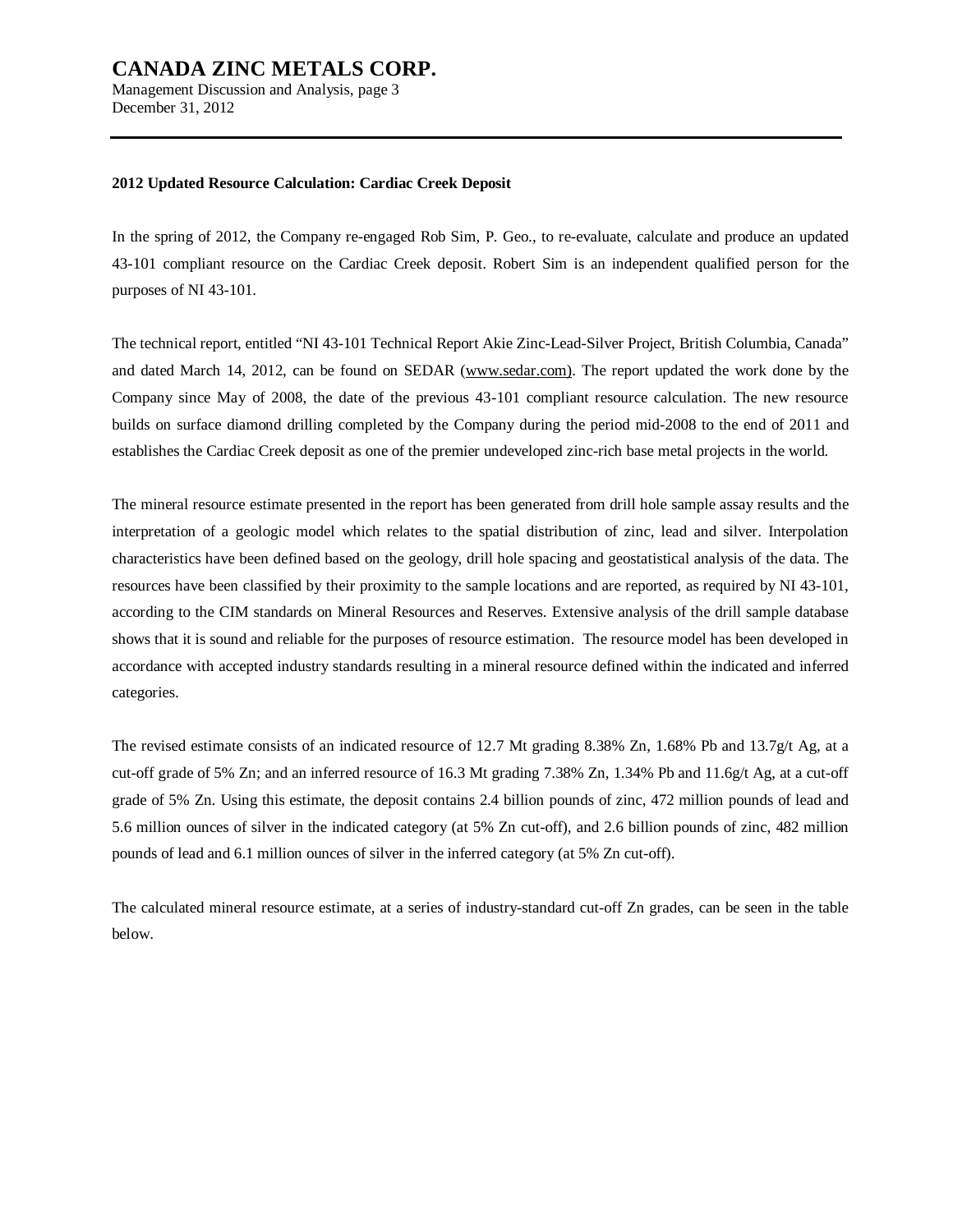**2012 Updated Resource Calculation: Cardiac Creek Deposit**

In the spring of 2012, the Company re-engaged Rob Sim, P. Geo., to re-evaluate, calculate and produce an updated 43-101 compliant resource on the Cardiac Creek deposit. Robert Sim is an independent qualified person for the purposes of NI 43-101.

The technical report, entitled "NI 43-101 Technical Report Akie Zinc-Lead-Silver Project, British Columbia, Canada" and dated March 14, 2012, can be found on SEDAR (www.sedar.com). The report updated the work done by the Company since May of 2008, the date of the previous 43-101 compliant resource calculation. The new resource builds on surface diamond drilling completed by the Company during the period mid-2008 to the end of 2011 and establishes the Cardiac Creek deposit as one of the premier undeveloped zinc-rich base metal projects in the world.

The mineral resource estimate presented in the report has been generated from drill hole sample assay results and the interpretation of a geologic model which relates to the spatial distribution of zinc, lead and silver. Interpolation characteristics have been defined based on the geology, drill hole spacing and geostatistical analysis of the data. The resources have been classified by their proximity to the sample locations and are reported, as required by NI 43-101, according to the CIM standards on Mineral Resources and Reserves. Extensive analysis of the drill sample database shows that it is sound and reliable for the purposes of resource estimation. The resource model has been developed in accordance with accepted industry standards resulting in a mineral resource defined within the indicated and inferred categories.

The revised estimate consists of an indicated resource of 12.7 Mt grading 8.38% Zn, 1.68% Pb and 13.7g/t Ag, at a cut-off grade of 5% Zn; and an inferred resource of 16.3 Mt grading 7.38% Zn, 1.34% Pb and 11.6g/t Ag, at a cut-off grade of 5% Zn. Using this estimate, the deposit contains 2.4 billion pounds of zinc, 472 million pounds of lead and 5.6 million ounces of silver in the indicated category (at 5% Zn cut-off), and 2.6 billion pounds of zinc, 482 million pounds of lead and 6.1 million ounces of silver in the inferred category (at 5% Zn cut-off).

The calculated mineral resource estimate, at a series of industry-standard cut-off Zn grades, can be seen in the table below.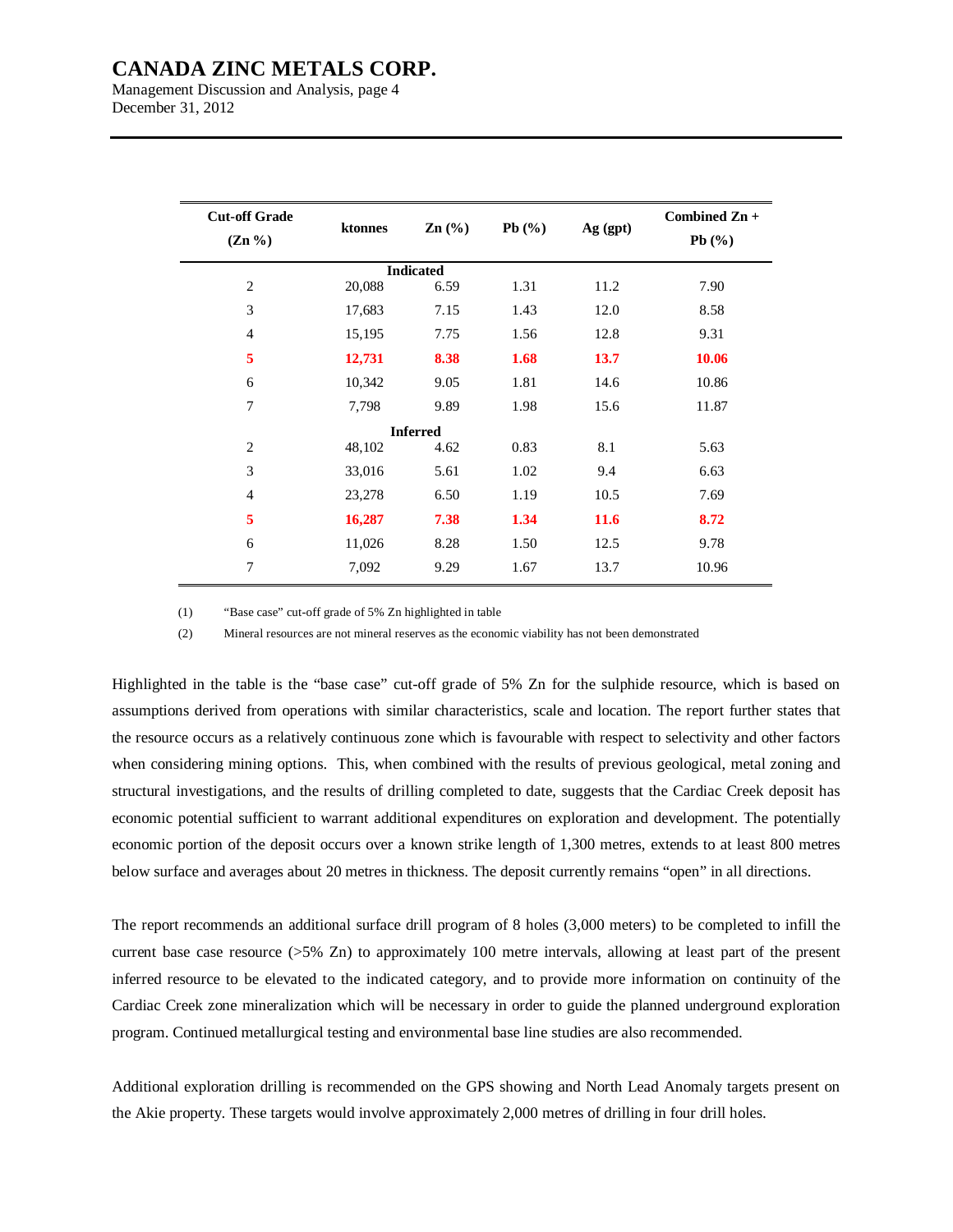| Cut-off Grade (Zn %) | ktonnes | Zn (%) | Pb (%) | Ag (gpt) | Combined Zn + Pb (%) |
|---|---|---|---|---|---|
| **Indicated** | | | | | |
| 2 | 20,088 | 6.59 | 1.31 | 11.2 | 7.90 |
| 3 | 17,683 | 7.15 | 1.43 | 12.0 | 8.58 |
| 4 | 15,195 | 7.75 | 1.56 | 12.8 | 9.31 |
| **5** | **12,731** | **8.38** | **1.68** | **13.7** | **10.06** |
| 6 | 10,342 | 9.05 | 1.81 | 14.6 | 10.86 |
| 7 | 7,798 | 9.89 | 1.98 | 15.6 | 11.87 |
| **Inferred** | | | | | |
| 2 | 48,102 | 4.62 | 0.83 | 8.1 | 5.63 |
| 3 | 33,016 | 5.61 | 1.02 | 9.4 | 6.63 |
| 4 | 23,278 | 6.50 | 1.19 | 10.5 | 7.69 |
| **5** | **16,287** | **7.38** | **1.34** | **11.6** | **8.72** |
| 6 | 11,026 | 8.28 | 1.50 | 12.5 | 9.78 |
| 7 | 7,092 | 9.29 | 1.67 | 13.7 | 10.96 |

(1) "Base case" cut-off grade of 5% Zn highlighted in table

(2) Mineral resources are not mineral reserves as the economic viability has not been demonstrated

Highlighted in the table is the "base case" cut-off grade of 5% Zn for the sulphide resource, which is based on assumptions derived from operations with similar characteristics, scale and location. The report further states that the resource occurs as a relatively continuous zone which is favourable with respect to selectivity and other factors when considering mining options. This, when combined with the results of previous geological, metal zoning and structural investigations, and the results of drilling completed to date, suggests that the Cardiac Creek deposit has economic potential sufficient to warrant additional expenditures on exploration and development. The potentially economic portion of the deposit occurs over a known strike length of 1,300 metres, extends to at least 800 metres below surface and averages about 20 metres in thickness. The deposit currently remains "open" in all directions.

The report recommends an additional surface drill program of 8 holes (3,000 meters) to be completed to infill the current base case resource (>5% Zn) to approximately 100 metre intervals, allowing at least part of the present inferred resource to be elevated to the indicated category, and to provide more information on continuity of the Cardiac Creek zone mineralization which will be necessary in order to guide the planned underground exploration program. Continued metallurgical testing and environmental base line studies are also recommended.

Additional exploration drilling is recommended on the GPS showing and North Lead Anomaly targets present on the Akie property. These targets would involve approximately 2,000 metres of drilling in four drill holes.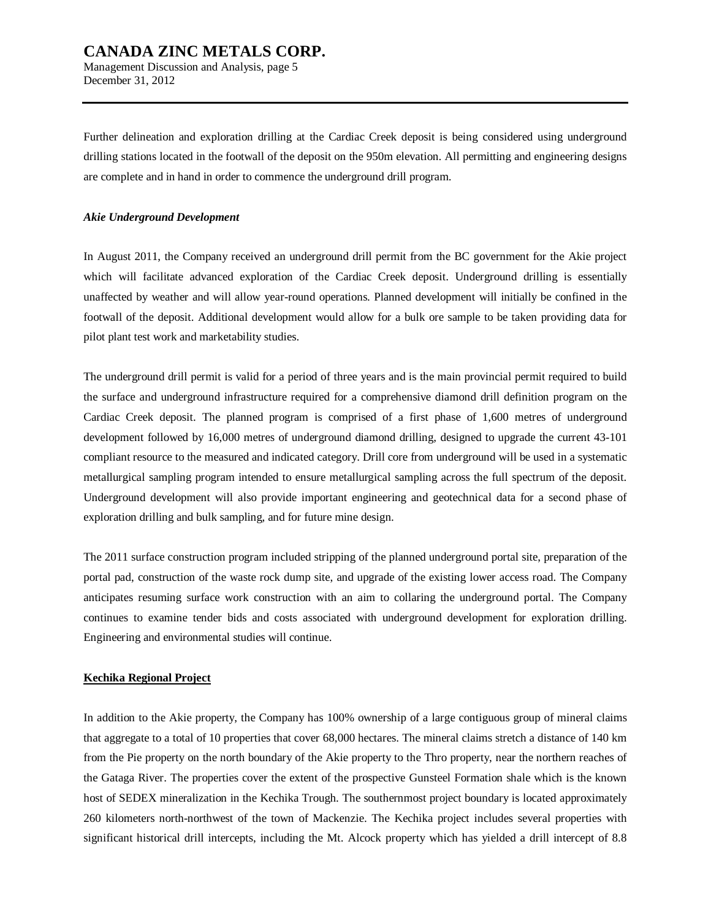Further delineation and exploration drilling at the Cardiac Creek deposit is being considered using underground drilling stations located in the footwall of the deposit on the 950m elevation. All permitting and engineering designs are complete and in hand in order to commence the underground drill program.

***Akie Underground Development***

In August 2011, the Company received an underground drill permit from the BC government for the Akie project which will facilitate advanced exploration of the Cardiac Creek deposit. Underground drilling is essentially unaffected by weather and will allow year-round operations. Planned development will initially be confined in the footwall of the deposit. Additional development would allow for a bulk ore sample to be taken providing data for pilot plant test work and marketability studies.

The underground drill permit is valid for a period of three years and is the main provincial permit required to build the surface and underground infrastructure required for a comprehensive diamond drill definition program on the Cardiac Creek deposit. The planned program is comprised of a first phase of 1,600 metres of underground development followed by 16,000 metres of underground diamond drilling, designed to upgrade the current 43-101 compliant resource to the measured and indicated category. Drill core from underground will be used in a systematic metallurgical sampling program intended to ensure metallurgical sampling across the full spectrum of the deposit. Underground development will also provide important engineering and geotechnical data for a second phase of exploration drilling and bulk sampling, and for future mine design.

The 2011 surface construction program included stripping of the planned underground portal site, preparation of the portal pad, construction of the waste rock dump site, and upgrade of the existing lower access road. The Company anticipates resuming surface work construction with an aim to collaring the underground portal. The Company continues to examine tender bids and costs associated with underground development for exploration drilling. Engineering and environmental studies will continue.

**Kechika Regional Project**

In addition to the Akie property, the Company has 100% ownership of a large contiguous group of mineral claims that aggregate to a total of 10 properties that cover 68,000 hectares. The mineral claims stretch a distance of 140 km from the Pie property on the north boundary of the Akie property to the Thro property, near the northern reaches of the Gataga River. The properties cover the extent of the prospective Gunsteel Formation shale which is the known host of SEDEX mineralization in the Kechika Trough. The southernmost project boundary is located approximately 260 kilometers north-northwest of the town of Mackenzie. The Kechika project includes several properties with significant historical drill intercepts, including the Mt. Alcock property which has yielded a drill intercept of 8.8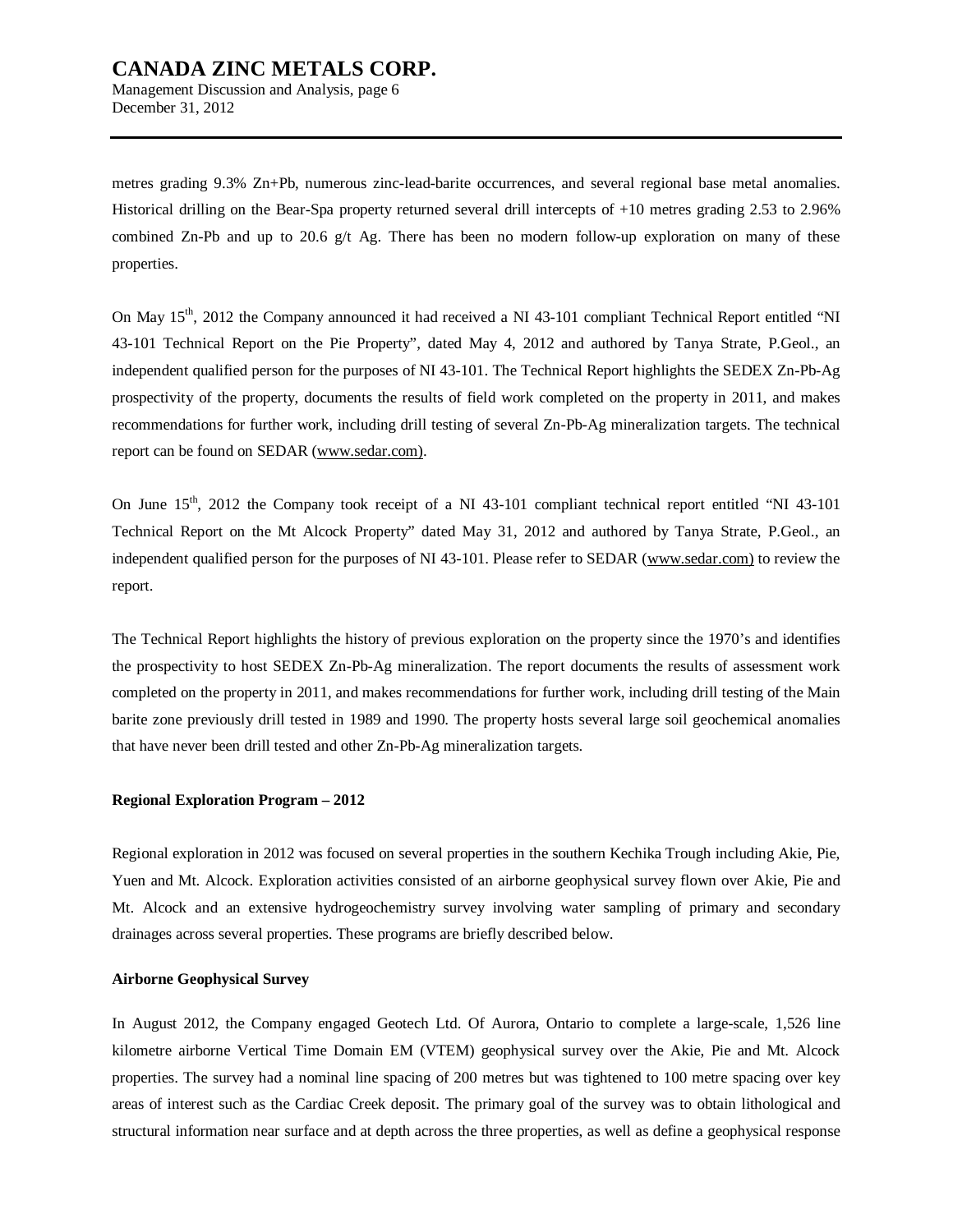metres grading 9.3% Zn+Pb, numerous zinc-lead-barite occurrences, and several regional base metal anomalies. Historical drilling on the Bear-Spa property returned several drill intercepts of +10 metres grading 2.53 to 2.96% combined Zn-Pb and up to 20.6 g/t Ag. There has been no modern follow-up exploration on many of these properties.

On May 15th, 2012 the Company announced it had received a NI 43-101 compliant Technical Report entitled "NI 43-101 Technical Report on the Pie Property", dated May 4, 2012 and authored by Tanya Strate, P.Geol., an independent qualified person for the purposes of NI 43-101. The Technical Report highlights the SEDEX Zn-Pb-Ag prospectivity of the property, documents the results of field work completed on the property in 2011, and makes recommendations for further work, including drill testing of several Zn-Pb-Ag mineralization targets. The technical report can be found on SEDAR (www.sedar.com).

On June 15th, 2012 the Company took receipt of a NI 43-101 compliant technical report entitled "NI 43-101 Technical Report on the Mt Alcock Property" dated May 31, 2012 and authored by Tanya Strate, P.Geol., an independent qualified person for the purposes of NI 43-101. Please refer to SEDAR (www.sedar.com) to review the report.

The Technical Report highlights the history of previous exploration on the property since the 1970's and identifies the prospectivity to host SEDEX Zn-Pb-Ag mineralization. The report documents the results of assessment work completed on the property in 2011, and makes recommendations for further work, including drill testing of the Main barite zone previously drill tested in 1989 and 1990. The property hosts several large soil geochemical anomalies that have never been drill tested and other Zn-Pb-Ag mineralization targets.

**Regional Exploration Program – 2012**

Regional exploration in 2012 was focused on several properties in the southern Kechika Trough including Akie, Pie, Yuen and Mt. Alcock. Exploration activities consisted of an airborne geophysical survey flown over Akie, Pie and Mt. Alcock and an extensive hydrogeochemistry survey involving water sampling of primary and secondary drainages across several properties. These programs are briefly described below.

**Airborne Geophysical Survey**

In August 2012, the Company engaged Geotech Ltd. Of Aurora, Ontario to complete a large-scale, 1,526 line kilometre airborne Vertical Time Domain EM (VTEM) geophysical survey over the Akie, Pie and Mt. Alcock properties. The survey had a nominal line spacing of 200 metres but was tightened to 100 metre spacing over key areas of interest such as the Cardiac Creek deposit. The primary goal of the survey was to obtain lithological and structural information near surface and at depth across the three properties, as well as define a geophysical response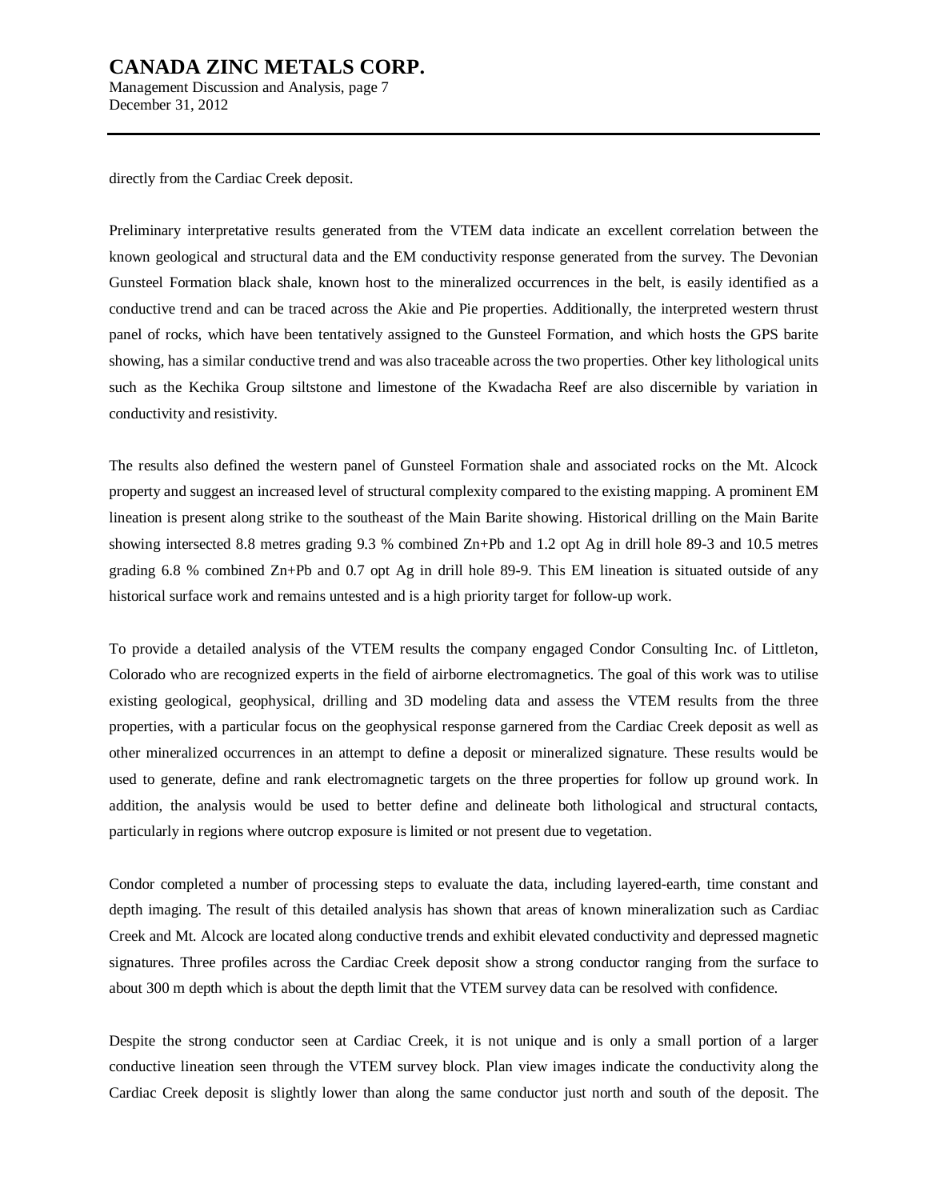directly from the Cardiac Creek deposit.

Preliminary interpretative results generated from the VTEM data indicate an excellent correlation between the known geological and structural data and the EM conductivity response generated from the survey. The Devonian Gunsteel Formation black shale, known host to the mineralized occurrences in the belt, is easily identified as a conductive trend and can be traced across the Akie and Pie properties. Additionally, the interpreted western thrust panel of rocks, which have been tentatively assigned to the Gunsteel Formation, and which hosts the GPS barite showing, has a similar conductive trend and was also traceable across the two properties. Other key lithological units such as the Kechika Group siltstone and limestone of the Kwadacha Reef are also discernible by variation in conductivity and resistivity.

The results also defined the western panel of Gunsteel Formation shale and associated rocks on the Mt. Alcock property and suggest an increased level of structural complexity compared to the existing mapping. A prominent EM lineation is present along strike to the southeast of the Main Barite showing. Historical drilling on the Main Barite showing intersected 8.8 metres grading 9.3 % combined Zn+Pb and 1.2 opt Ag in drill hole 89-3 and 10.5 metres grading 6.8 % combined Zn+Pb and 0.7 opt Ag in drill hole 89-9. This EM lineation is situated outside of any historical surface work and remains untested and is a high priority target for follow-up work.

To provide a detailed analysis of the VTEM results the company engaged Condor Consulting Inc. of Littleton, Colorado who are recognized experts in the field of airborne electromagnetics. The goal of this work was to utilise existing geological, geophysical, drilling and 3D modeling data and assess the VTEM results from the three properties, with a particular focus on the geophysical response garnered from the Cardiac Creek deposit as well as other mineralized occurrences in an attempt to define a deposit or mineralized signature. These results would be used to generate, define and rank electromagnetic targets on the three properties for follow up ground work. In addition, the analysis would be used to better define and delineate both lithological and structural contacts, particularly in regions where outcrop exposure is limited or not present due to vegetation.

Condor completed a number of processing steps to evaluate the data, including layered-earth, time constant and depth imaging. The result of this detailed analysis has shown that areas of known mineralization such as Cardiac Creek and Mt. Alcock are located along conductive trends and exhibit elevated conductivity and depressed magnetic signatures. Three profiles across the Cardiac Creek deposit show a strong conductor ranging from the surface to about 300 m depth which is about the depth limit that the VTEM survey data can be resolved with confidence.

Despite the strong conductor seen at Cardiac Creek, it is not unique and is only a small portion of a larger conductive lineation seen through the VTEM survey block. Plan view images indicate the conductivity along the Cardiac Creek deposit is slightly lower than along the same conductor just north and south of the deposit. The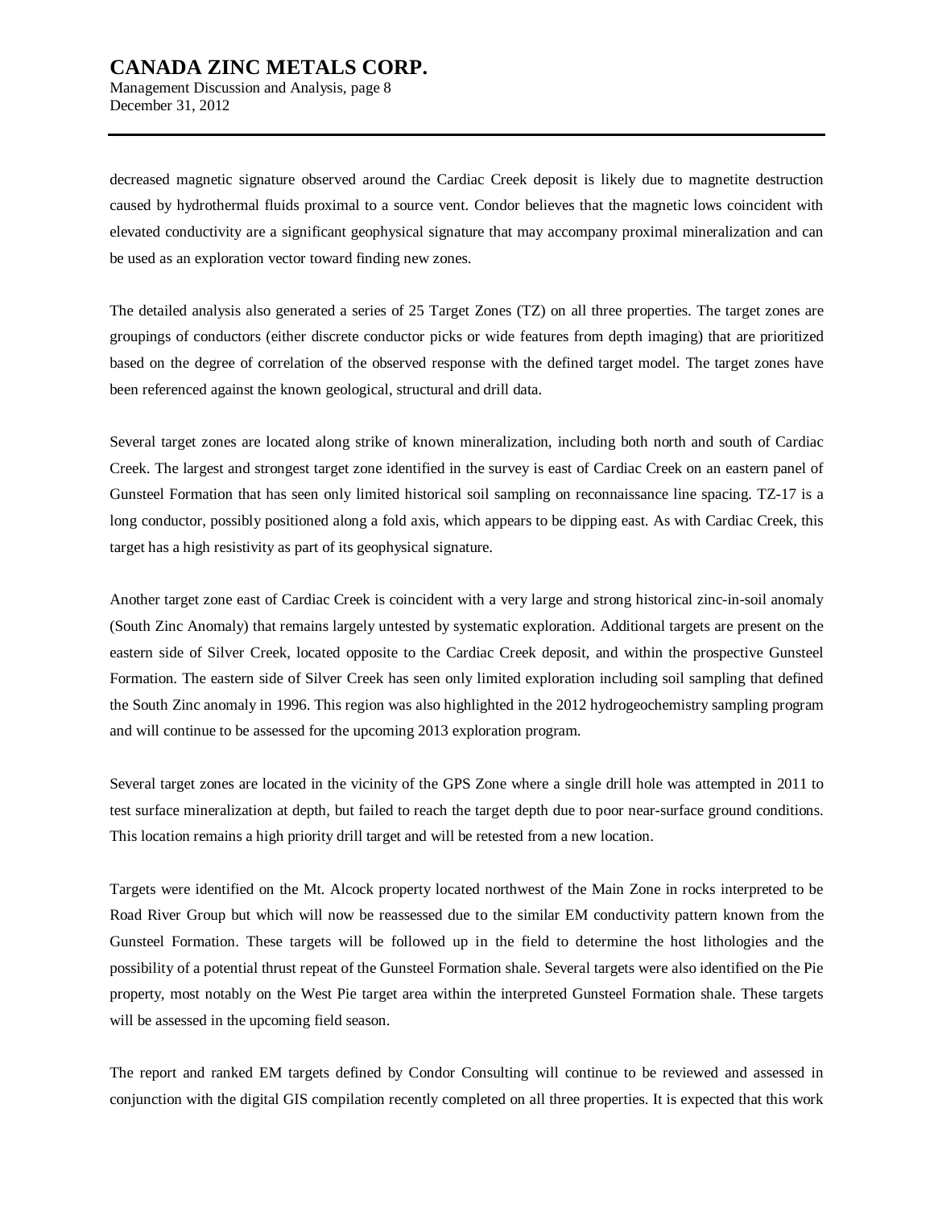decreased magnetic signature observed around the Cardiac Creek deposit is likely due to magnetite destruction caused by hydrothermal fluids proximal to a source vent. Condor believes that the magnetic lows coincident with elevated conductivity are a significant geophysical signature that may accompany proximal mineralization and can be used as an exploration vector toward finding new zones.

The detailed analysis also generated a series of 25 Target Zones (TZ) on all three properties. The target zones are groupings of conductors (either discrete conductor picks or wide features from depth imaging) that are prioritized based on the degree of correlation of the observed response with the defined target model. The target zones have been referenced against the known geological, structural and drill data.

Several target zones are located along strike of known mineralization, including both north and south of Cardiac Creek. The largest and strongest target zone identified in the survey is east of Cardiac Creek on an eastern panel of Gunsteel Formation that has seen only limited historical soil sampling on reconnaissance line spacing. TZ-17 is a long conductor, possibly positioned along a fold axis, which appears to be dipping east. As with Cardiac Creek, this target has a high resistivity as part of its geophysical signature.

Another target zone east of Cardiac Creek is coincident with a very large and strong historical zinc-in-soil anomaly (South Zinc Anomaly) that remains largely untested by systematic exploration. Additional targets are present on the eastern side of Silver Creek, located opposite to the Cardiac Creek deposit, and within the prospective Gunsteel Formation. The eastern side of Silver Creek has seen only limited exploration including soil sampling that defined the South Zinc anomaly in 1996. This region was also highlighted in the 2012 hydrogeochemistry sampling program and will continue to be assessed for the upcoming 2013 exploration program.

Several target zones are located in the vicinity of the GPS Zone where a single drill hole was attempted in 2011 to test surface mineralization at depth, but failed to reach the target depth due to poor near-surface ground conditions. This location remains a high priority drill target and will be retested from a new location.

Targets were identified on the Mt. Alcock property located northwest of the Main Zone in rocks interpreted to be Road River Group but which will now be reassessed due to the similar EM conductivity pattern known from the Gunsteel Formation. These targets will be followed up in the field to determine the host lithologies and the possibility of a potential thrust repeat of the Gunsteel Formation shale. Several targets were also identified on the Pie property, most notably on the West Pie target area within the interpreted Gunsteel Formation shale. These targets will be assessed in the upcoming field season.

The report and ranked EM targets defined by Condor Consulting will continue to be reviewed and assessed in conjunction with the digital GIS compilation recently completed on all three properties. It is expected that this work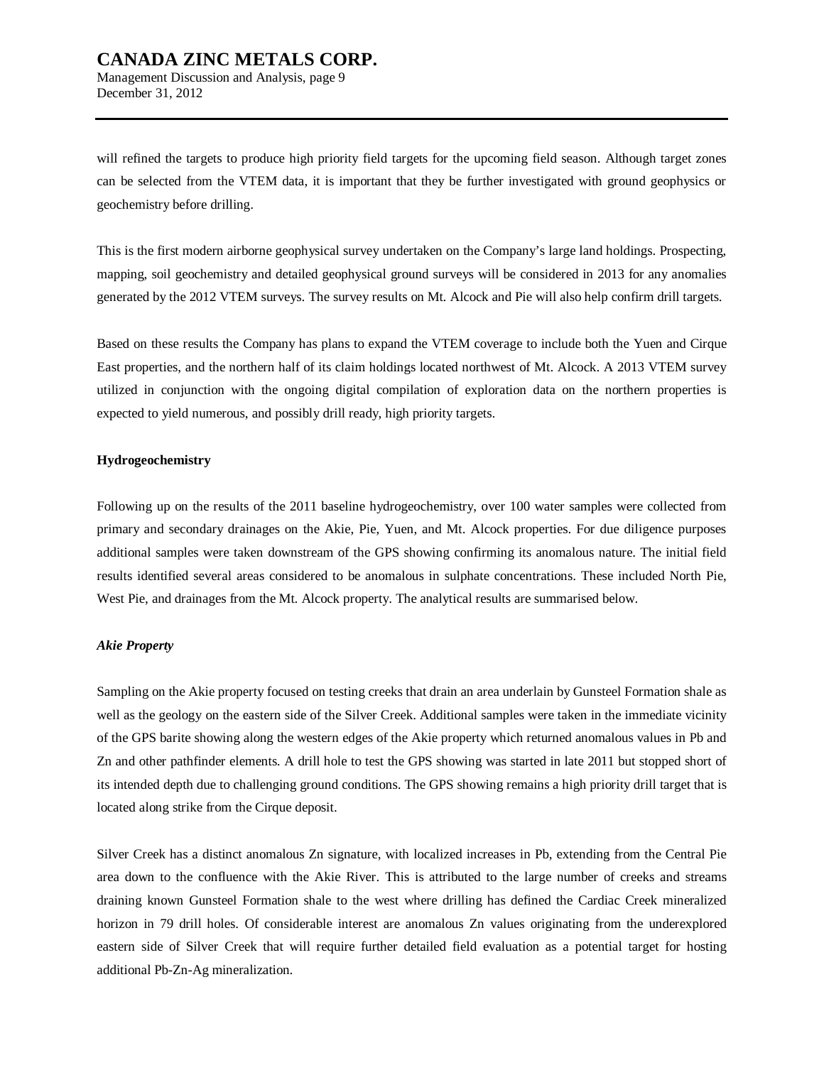will refined the targets to produce high priority field targets for the upcoming field season. Although target zones can be selected from the VTEM data, it is important that they be further investigated with ground geophysics or geochemistry before drilling.

This is the first modern airborne geophysical survey undertaken on the Company's large land holdings. Prospecting, mapping, soil geochemistry and detailed geophysical ground surveys will be considered in 2013 for any anomalies generated by the 2012 VTEM surveys. The survey results on Mt. Alcock and Pie will also help confirm drill targets.

Based on these results the Company has plans to expand the VTEM coverage to include both the Yuen and Cirque East properties, and the northern half of its claim holdings located northwest of Mt. Alcock. A 2013 VTEM survey utilized in conjunction with the ongoing digital compilation of exploration data on the northern properties is expected to yield numerous, and possibly drill ready, high priority targets.

**Hydrogeochemistry**

Following up on the results of the 2011 baseline hydrogeochemistry, over 100 water samples were collected from primary and secondary drainages on the Akie, Pie, Yuen, and Mt. Alcock properties. For due diligence purposes additional samples were taken downstream of the GPS showing confirming its anomalous nature. The initial field results identified several areas considered to be anomalous in sulphate concentrations. These included North Pie, West Pie, and drainages from the Mt. Alcock property. The analytical results are summarised below.

***Akie Property***

Sampling on the Akie property focused on testing creeks that drain an area underlain by Gunsteel Formation shale as well as the geology on the eastern side of the Silver Creek. Additional samples were taken in the immediate vicinity of the GPS barite showing along the western edges of the Akie property which returned anomalous values in Pb and Zn and other pathfinder elements. A drill hole to test the GPS showing was started in late 2011 but stopped short of its intended depth due to challenging ground conditions. The GPS showing remains a high priority drill target that is located along strike from the Cirque deposit.

Silver Creek has a distinct anomalous Zn signature, with localized increases in Pb, extending from the Central Pie area down to the confluence with the Akie River. This is attributed to the large number of creeks and streams draining known Gunsteel Formation shale to the west where drilling has defined the Cardiac Creek mineralized horizon in 79 drill holes. Of considerable interest are anomalous Zn values originating from the underexplored eastern side of Silver Creek that will require further detailed field evaluation as a potential target for hosting additional Pb-Zn-Ag mineralization.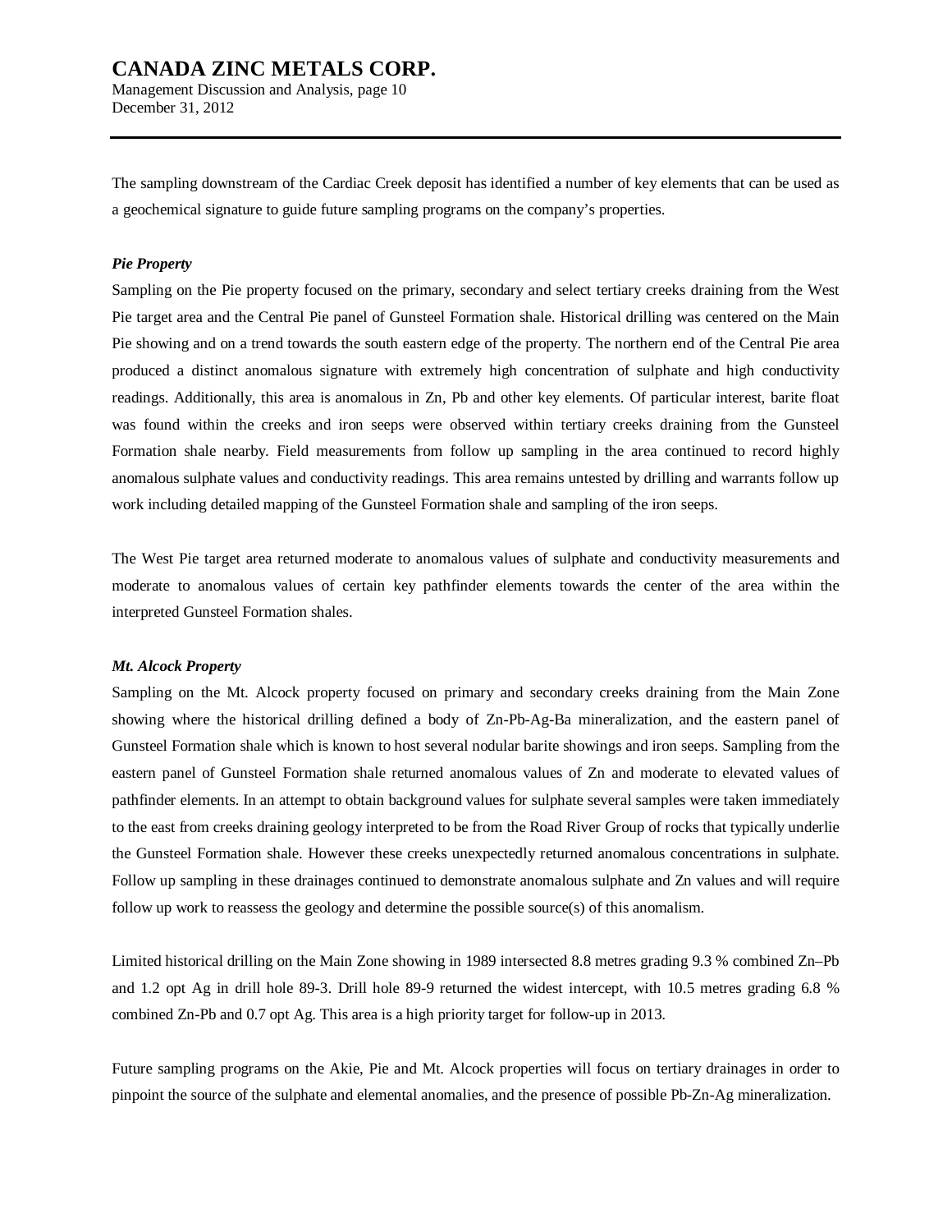The sampling downstream of the Cardiac Creek deposit has identified a number of key elements that can be used as a geochemical signature to guide future sampling programs on the company's properties.

***Pie Property***

Sampling on the Pie property focused on the primary, secondary and select tertiary creeks draining from the West Pie target area and the Central Pie panel of Gunsteel Formation shale. Historical drilling was centered on the Main Pie showing and on a trend towards the south eastern edge of the property. The northern end of the Central Pie area produced a distinct anomalous signature with extremely high concentration of sulphate and high conductivity readings. Additionally, this area is anomalous in Zn, Pb and other key elements. Of particular interest, barite float was found within the creeks and iron seeps were observed within tertiary creeks draining from the Gunsteel Formation shale nearby. Field measurements from follow up sampling in the area continued to record highly anomalous sulphate values and conductivity readings. This area remains untested by drilling and warrants follow up work including detailed mapping of the Gunsteel Formation shale and sampling of the iron seeps.

The West Pie target area returned moderate to anomalous values of sulphate and conductivity measurements and moderate to anomalous values of certain key pathfinder elements towards the center of the area within the interpreted Gunsteel Formation shales.

***Mt. Alcock Property***

Sampling on the Mt. Alcock property focused on primary and secondary creeks draining from the Main Zone showing where the historical drilling defined a body of Zn-Pb-Ag-Ba mineralization, and the eastern panel of Gunsteel Formation shale which is known to host several nodular barite showings and iron seeps. Sampling from the eastern panel of Gunsteel Formation shale returned anomalous values of Zn and moderate to elevated values of pathfinder elements. In an attempt to obtain background values for sulphate several samples were taken immediately to the east from creeks draining geology interpreted to be from the Road River Group of rocks that typically underlie the Gunsteel Formation shale. However these creeks unexpectedly returned anomalous concentrations in sulphate. Follow up sampling in these drainages continued to demonstrate anomalous sulphate and Zn values and will require follow up work to reassess the geology and determine the possible source(s) of this anomalism.

Limited historical drilling on the Main Zone showing in 1989 intersected 8.8 metres grading 9.3 % combined Zn–Pb and 1.2 opt Ag in drill hole 89-3. Drill hole 89-9 returned the widest intercept, with 10.5 metres grading 6.8 % combined Zn-Pb and 0.7 opt Ag. This area is a high priority target for follow-up in 2013.

Future sampling programs on the Akie, Pie and Mt. Alcock properties will focus on tertiary drainages in order to pinpoint the source of the sulphate and elemental anomalies, and the presence of possible Pb-Zn-Ag mineralization.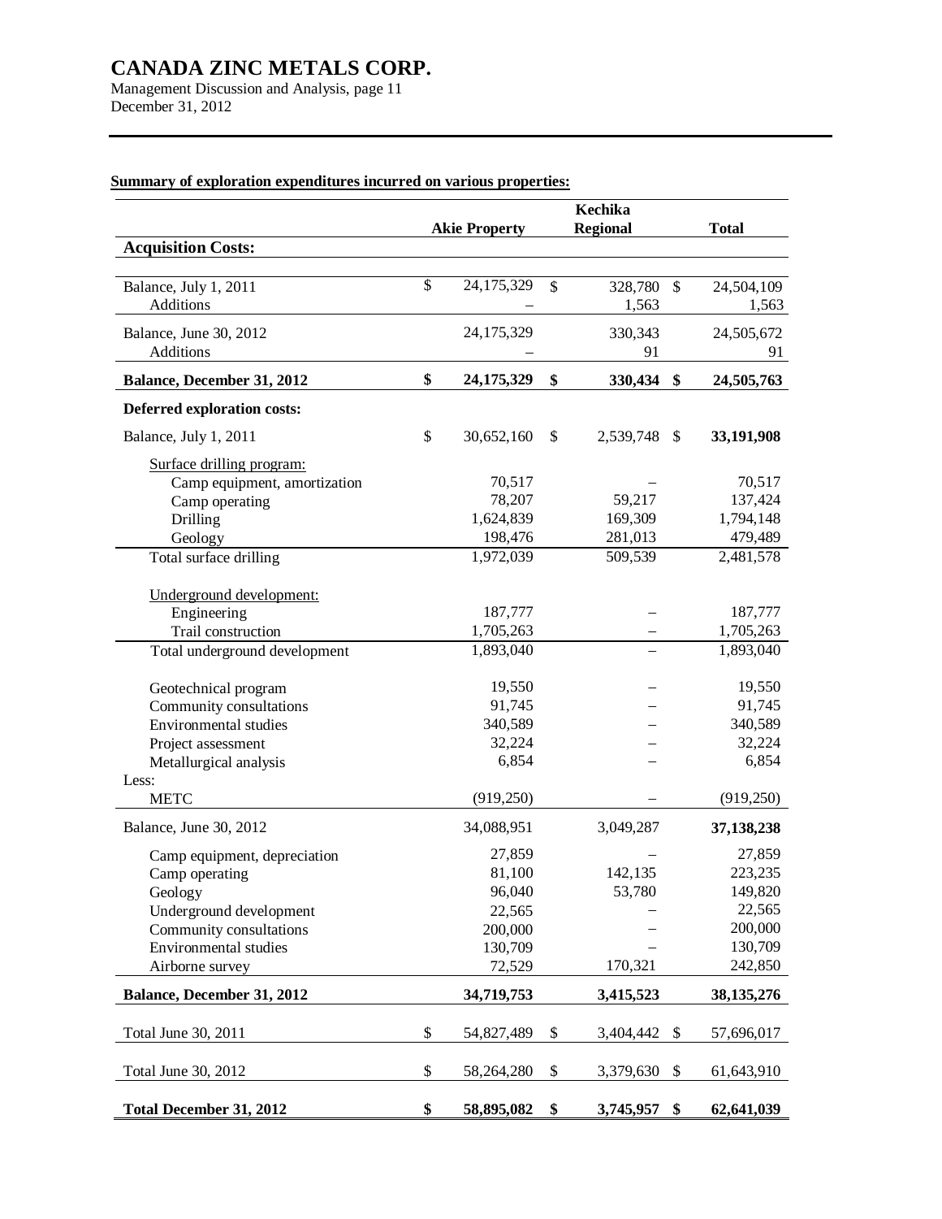**Summary of exploration expenditures incurred on various properties:**

| | Akie Property | Kechika Regional | Total |
|---|---|---|---|
| **Acquisition Costs:** | | | |
| Balance, July 1, 2011 | $ 24,175,329 | $ 328,780 | $ 24,504,109 |
| Additions | – | 1,563 | 1,563 |
| Balance, June 30, 2012 | 24,175,329 | 330,343 | 24,505,672 |
| Additions | – | 91 | 91 |
| **Balance, December 31, 2012** | **$ 24,175,329** | **$ 330,434** | **$ 24,505,763** |
| **Deferred exploration costs:** | | | |
| Balance, July 1, 2011 | $ 30,652,160 | $ 2,539,748 | $ **33,191,908** |
| Surface drilling program: | | | |
| Camp equipment, amortization | 70,517 | – | 70,517 |
| Camp operating | 78,207 | 59,217 | 137,424 |
| Drilling | 1,624,839 | 169,309 | 1,794,148 |
| Geology | 198,476 | 281,013 | 479,489 |
| Total surface drilling | 1,972,039 | 509,539 | 2,481,578 |
| Underground development: | | | |
| Engineering | 187,777 | – | 187,777 |
| Trail construction | 1,705,263 | – | 1,705,263 |
| Total underground development | 1,893,040 | – | 1,893,040 |
| Geotechnical program | 19,550 | – | 19,550 |
| Community consultations | 91,745 | – | 91,745 |
| Environmental studies | 340,589 | – | 340,589 |
| Project assessment | 32,224 | – | 32,224 |
| Metallurgical analysis | 6,854 | – | 6,854 |
| Less: | | | |
| METC | (919,250) | – | (919,250) |
| Balance, June 30, 2012 | 34,088,951 | 3,049,287 | **37,138,238** |
| Camp equipment, depreciation | 27,859 | – | 27,859 |
| Camp operating | 81,100 | 142,135 | 223,235 |
| Geology | 96,040 | 53,780 | 149,820 |
| Underground development | 22,565 | – | 22,565 |
| Community consultations | 200,000 | – | 200,000 |
| Environmental studies | 130,709 | – | 130,709 |
| Airborne survey | 72,529 | 170,321 | 242,850 |
| **Balance, December 31, 2012** | **34,719,753** | **3,415,523** | **38,135,276** |
| Total June 30, 2011 | $ 54,827,489 | $ 3,404,442 | $ 57,696,017 |
| Total June 30, 2012 | $ 58,264,280 | $ 3,379,630 | $ 61,643,910 |
| **Total December 31, 2012** | **$ 58,895,082** | **$ 3,745,957** | **$ 62,641,039** |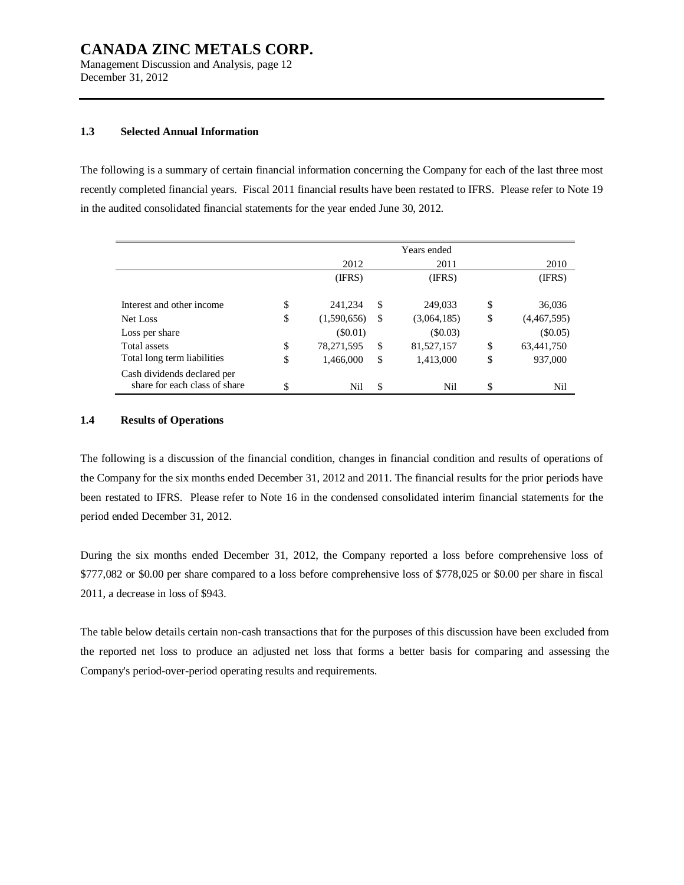### 1.3 Selected Annual Information

The following is a summary of certain financial information concerning the Company for each of the last three most recently completed financial years. Fiscal 2011 financial results have been restated to IFRS. Please refer to Note 19 in the audited consolidated financial statements for the year ended June 30, 2012.

| | Years ended | | |
|---|---|---|---|
| | 2012 | 2011 | 2010 |
| | (IFRS) | (IFRS) | (IFRS) |
| Interest and other income | $ 241,234 | $ 249,033 | $ 36,036 |
| Net Loss | $ (1,590,656) | $ (3,064,185) | $ (4,467,595) |
| Loss per share | ($0.01) | ($0.03) | ($0.05) |
| Total assets | $ 78,271,595 | $ 81,527,157 | $ 63,441,750 |
| Total long term liabilities | $ 1,466,000 | $ 1,413,000 | $ 937,000 |
| Cash dividends declared per share for each class of share | $ Nil | $ Nil | $ Nil |

### 1.4 Results of Operations

The following is a discussion of the financial condition, changes in financial condition and results of operations of the Company for the six months ended December 31, 2012 and 2011. The financial results for the prior periods have been restated to IFRS. Please refer to Note 16 in the condensed consolidated interim financial statements for the period ended December 31, 2012.

During the six months ended December 31, 2012, the Company reported a loss before comprehensive loss of $777,082 or $0.00 per share compared to a loss before comprehensive loss of $778,025 or $0.00 per share in fiscal 2011, a decrease in loss of $943.

The table below details certain non-cash transactions that for the purposes of this discussion have been excluded from the reported net loss to produce an adjusted net loss that forms a better basis for comparing and assessing the Company's period-over-period operating results and requirements.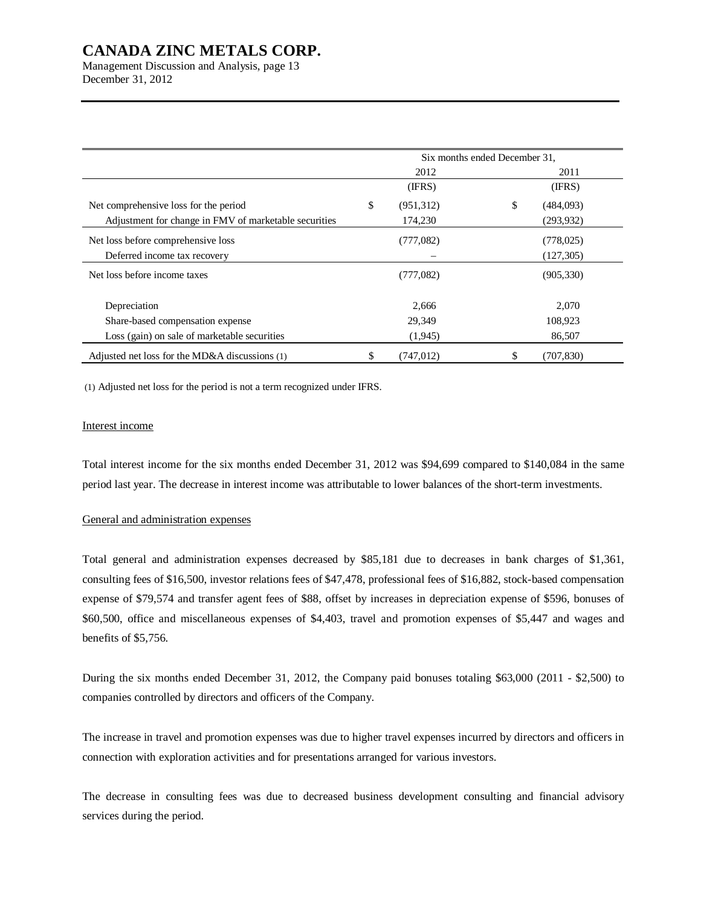|  | Six months ended December 31, |  |
|---|---|---|
|  | 2012 | 2011 |
|  | (IFRS) | (IFRS) |
| Net comprehensive loss for the period | $ (951,312) | $ (484,093) |
| Adjustment for change in FMV of marketable securities | 174,230 | (293,932) |
| Net loss before comprehensive loss | (777,082) | (778,025) |
| Deferred income tax recovery | – | (127,305) |
| Net loss before income taxes | (777,082) | (905,330) |
| Depreciation | 2,666 | 2,070 |
| Share-based compensation expense | 29,349 | 108,923 |
| Loss (gain) on sale of marketable securities | (1,945) | 86,507 |
| Adjusted net loss for the MD&A discussions (1) | $ (747,012) | $ (707,830) |

(1) Adjusted net loss for the period is not a term recognized under IFRS.

Interest income

Total interest income for the six months ended December 31, 2012 was $94,699 compared to $140,084 in the same period last year. The decrease in interest income was attributable to lower balances of the short-term investments.

General and administration expenses

Total general and administration expenses decreased by $85,181 due to decreases in bank charges of $1,361, consulting fees of $16,500, investor relations fees of $47,478, professional fees of $16,882, stock-based compensation expense of $79,574 and transfer agent fees of $88, offset by increases in depreciation expense of $596, bonuses of $60,500, office and miscellaneous expenses of $4,403, travel and promotion expenses of $5,447 and wages and benefits of $5,756.

During the six months ended December 31, 2012, the Company paid bonuses totaling $63,000 (2011 - $2,500) to companies controlled by directors and officers of the Company.

The increase in travel and promotion expenses was due to higher travel expenses incurred by directors and officers in connection with exploration activities and for presentations arranged for various investors.

The decrease in consulting fees was due to decreased business development consulting and financial advisory services during the period.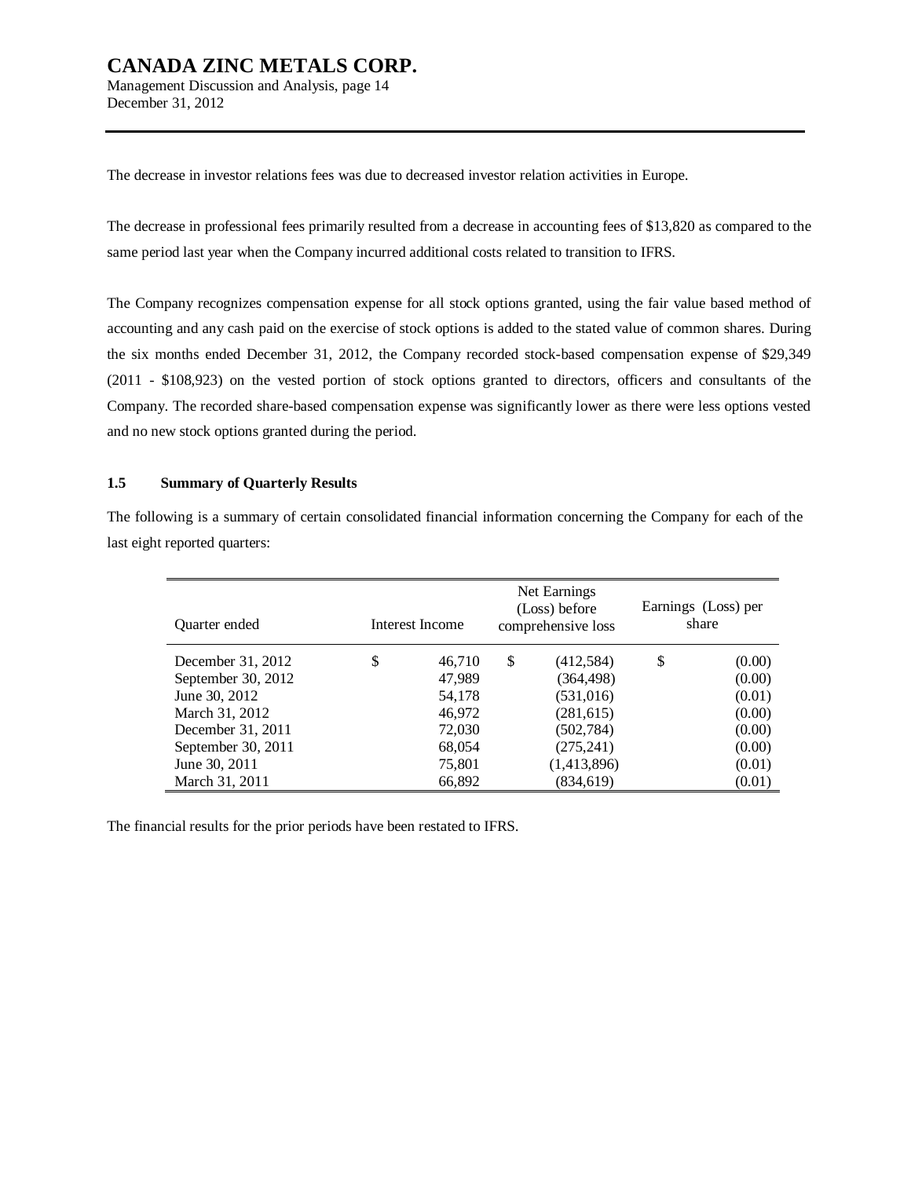The decrease in investor relations fees was due to decreased investor relation activities in Europe.

The decrease in professional fees primarily resulted from a decrease in accounting fees of $13,820 as compared to the same period last year when the Company incurred additional costs related to transition to IFRS.

The Company recognizes compensation expense for all stock options granted, using the fair value based method of accounting and any cash paid on the exercise of stock options is added to the stated value of common shares. During the six months ended December 31, 2012, the Company recorded stock-based compensation expense of $29,349 (2011 - $108,923) on the vested portion of stock options granted to directors, officers and consultants of the Company. The recorded share-based compensation expense was significantly lower as there were less options vested and no new stock options granted during the period.

## 1.5 Summary of Quarterly Results

The following is a summary of certain consolidated financial information concerning the Company for each of the last eight reported quarters:

| Quarter ended | Interest Income | Net Earnings (Loss) before comprehensive loss | Earnings (Loss) per share |
|---|---|---|---|
| December 31, 2012 | $ 46,710 | $ (412,584) | $ (0.00) |
| September 30, 2012 | 47,989 | (364,498) | (0.00) |
| June 30, 2012 | 54,178 | (531,016) | (0.01) |
| March 31, 2012 | 46,972 | (281,615) | (0.00) |
| December 31, 2011 | 72,030 | (502,784) | (0.00) |
| September 30, 2011 | 68,054 | (275,241) | (0.00) |
| June 30, 2011 | 75,801 | (1,413,896) | (0.01) |
| March 31, 2011 | 66,892 | (834,619) | (0.01) |

The financial results for the prior periods have been restated to IFRS.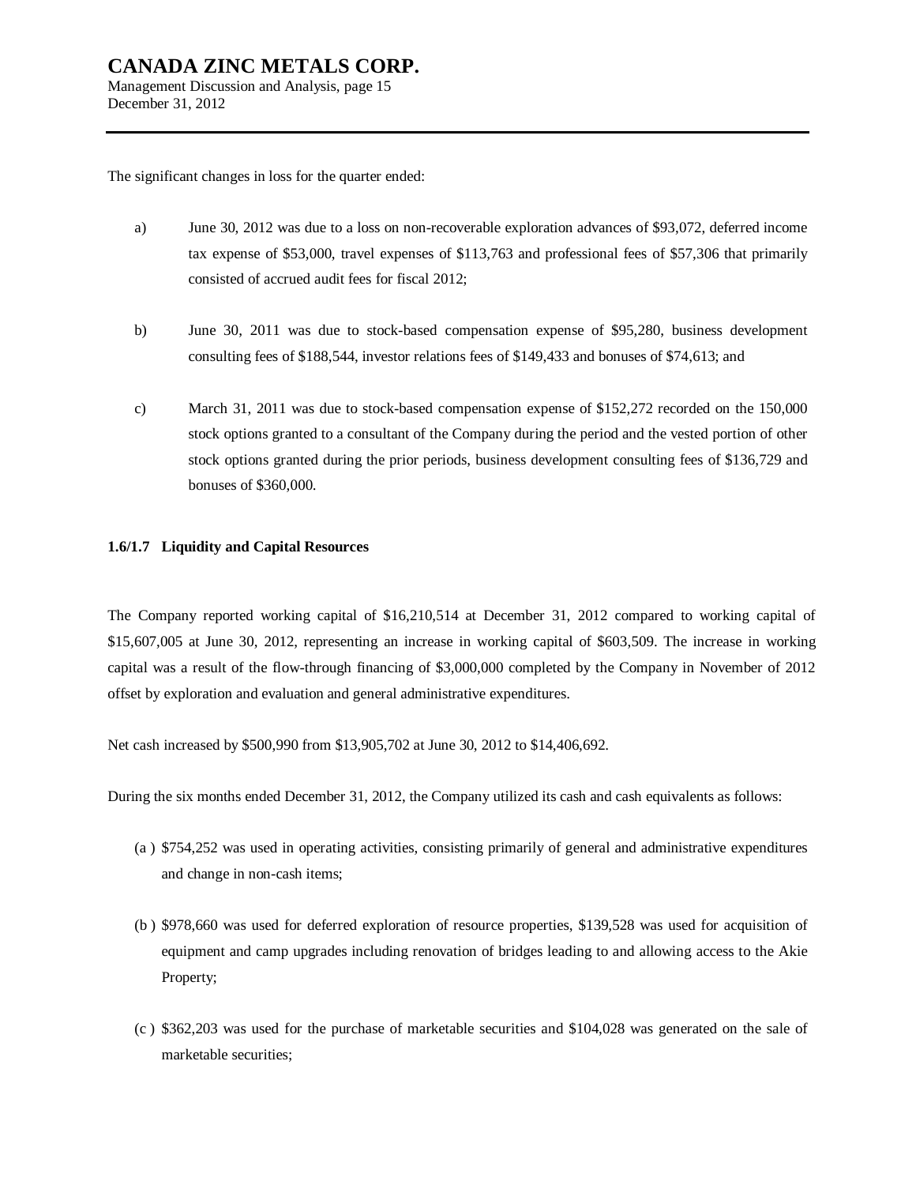The significant changes in loss for the quarter ended:

a) June 30, 2012 was due to a loss on non-recoverable exploration advances of $93,072, deferred income tax expense of $53,000, travel expenses of $113,763 and professional fees of $57,306 that primarily consisted of accrued audit fees for fiscal 2012;

b) June 30, 2011 was due to stock-based compensation expense of $95,280, business development consulting fees of $188,544, investor relations fees of $149,433 and bonuses of $74,613; and

c) March 31, 2011 was due to stock-based compensation expense of $152,272 recorded on the 150,000 stock options granted to a consultant of the Company during the period and the vested portion of other stock options granted during the prior periods, business development consulting fees of $136,729 and bonuses of $360,000.

### 1.6/1.7 Liquidity and Capital Resources

The Company reported working capital of $16,210,514 at December 31, 2012 compared to working capital of $15,607,005 at June 30, 2012, representing an increase in working capital of $603,509. The increase in working capital was a result of the flow-through financing of $3,000,000 completed by the Company in November of 2012 offset by exploration and evaluation and general administrative expenditures.

Net cash increased by $500,990 from $13,905,702 at June 30, 2012 to $14,406,692.

During the six months ended December 31, 2012, the Company utilized its cash and cash equivalents as follows:

(a) $754,252 was used in operating activities, consisting primarily of general and administrative expenditures and change in non-cash items;

(b) $978,660 was used for deferred exploration of resource properties, $139,528 was used for acquisition of equipment and camp upgrades including renovation of bridges leading to and allowing access to the Akie Property;

(c) $362,203 was used for the purchase of marketable securities and $104,028 was generated on the sale of marketable securities;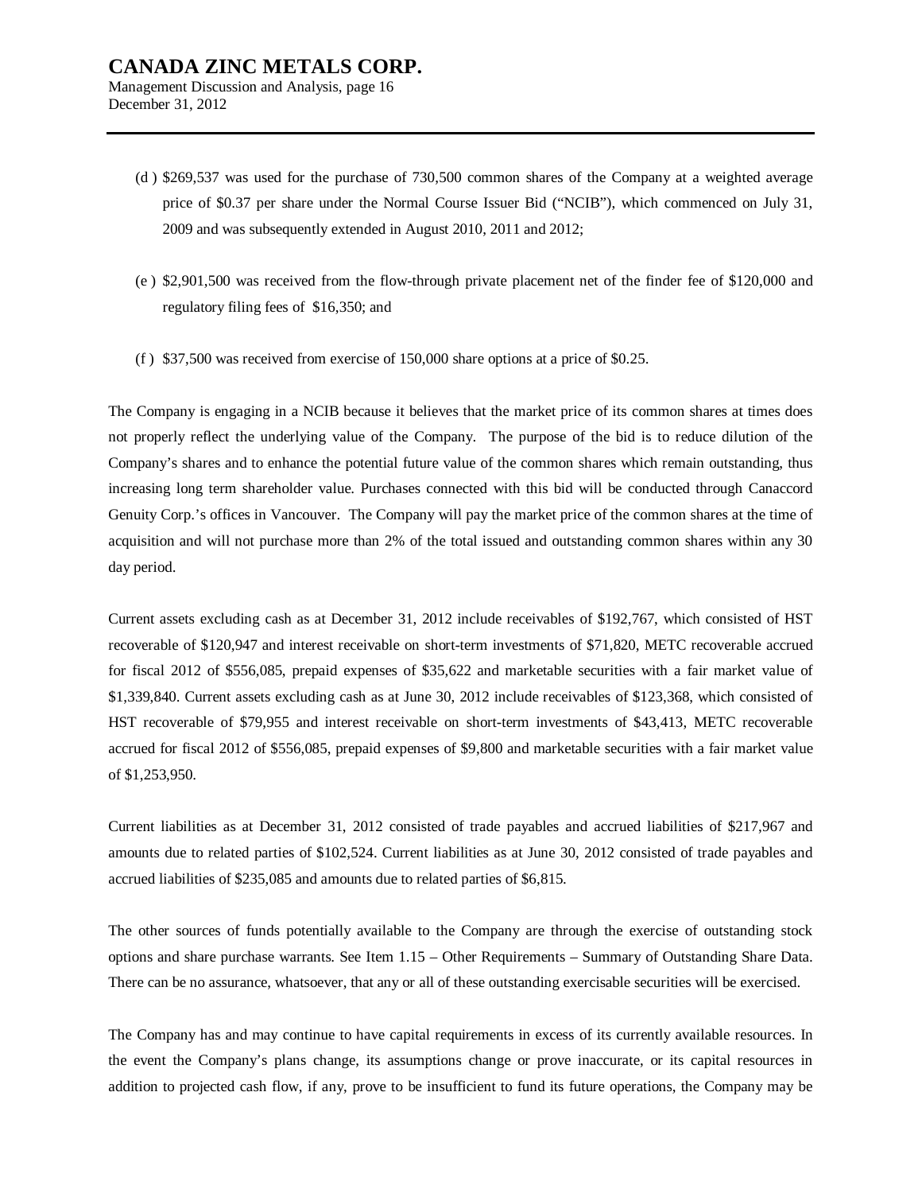(d ) $269,537 was used for the purchase of 730,500 common shares of the Company at a weighted average price of $0.37 per share under the Normal Course Issuer Bid ("NCIB"), which commenced on July 31, 2009 and was subsequently extended in August 2010, 2011 and 2012;

(e ) $2,901,500 was received from the flow-through private placement net of the finder fee of $120,000 and regulatory filing fees of $16,350; and

(f ) $37,500 was received from exercise of 150,000 share options at a price of $0.25.

The Company is engaging in a NCIB because it believes that the market price of its common shares at times does not properly reflect the underlying value of the Company. The purpose of the bid is to reduce dilution of the Company's shares and to enhance the potential future value of the common shares which remain outstanding, thus increasing long term shareholder value. Purchases connected with this bid will be conducted through Canaccord Genuity Corp.'s offices in Vancouver. The Company will pay the market price of the common shares at the time of acquisition and will not purchase more than 2% of the total issued and outstanding common shares within any 30 day period.

Current assets excluding cash as at December 31, 2012 include receivables of $192,767, which consisted of HST recoverable of $120,947 and interest receivable on short-term investments of $71,820, METC recoverable accrued for fiscal 2012 of $556,085, prepaid expenses of $35,622 and marketable securities with a fair market value of $1,339,840. Current assets excluding cash as at June 30, 2012 include receivables of $123,368, which consisted of HST recoverable of $79,955 and interest receivable on short-term investments of $43,413, METC recoverable accrued for fiscal 2012 of $556,085, prepaid expenses of $9,800 and marketable securities with a fair market value of $1,253,950.

Current liabilities as at December 31, 2012 consisted of trade payables and accrued liabilities of $217,967 and amounts due to related parties of $102,524. Current liabilities as at June 30, 2012 consisted of trade payables and accrued liabilities of $235,085 and amounts due to related parties of $6,815.

The other sources of funds potentially available to the Company are through the exercise of outstanding stock options and share purchase warrants. See Item 1.15 – Other Requirements – Summary of Outstanding Share Data. There can be no assurance, whatsoever, that any or all of these outstanding exercisable securities will be exercised.

The Company has and may continue to have capital requirements in excess of its currently available resources. In the event the Company's plans change, its assumptions change or prove inaccurate, or its capital resources in addition to projected cash flow, if any, prove to be insufficient to fund its future operations, the Company may be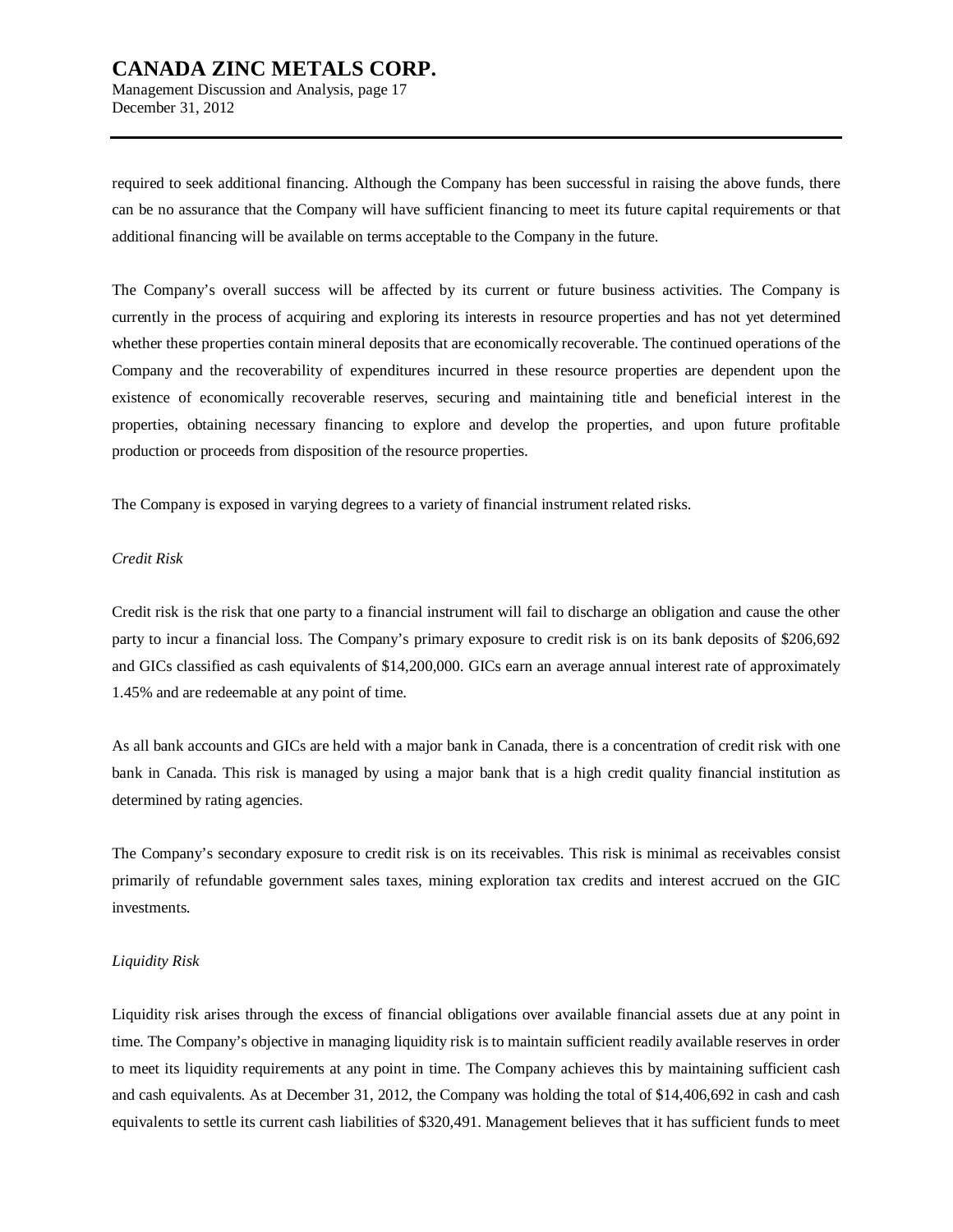required to seek additional financing. Although the Company has been successful in raising the above funds, there can be no assurance that the Company will have sufficient financing to meet its future capital requirements or that additional financing will be available on terms acceptable to the Company in the future.

The Company's overall success will be affected by its current or future business activities. The Company is currently in the process of acquiring and exploring its interests in resource properties and has not yet determined whether these properties contain mineral deposits that are economically recoverable. The continued operations of the Company and the recoverability of expenditures incurred in these resource properties are dependent upon the existence of economically recoverable reserves, securing and maintaining title and beneficial interest in the properties, obtaining necessary financing to explore and develop the properties, and upon future profitable production or proceeds from disposition of the resource properties.

The Company is exposed in varying degrees to a variety of financial instrument related risks.

*Credit Risk*

Credit risk is the risk that one party to a financial instrument will fail to discharge an obligation and cause the other party to incur a financial loss. The Company's primary exposure to credit risk is on its bank deposits of $206,692 and GICs classified as cash equivalents of $14,200,000. GICs earn an average annual interest rate of approximately 1.45% and are redeemable at any point of time.

As all bank accounts and GICs are held with a major bank in Canada, there is a concentration of credit risk with one bank in Canada. This risk is managed by using a major bank that is a high credit quality financial institution as determined by rating agencies.

The Company's secondary exposure to credit risk is on its receivables. This risk is minimal as receivables consist primarily of refundable government sales taxes, mining exploration tax credits and interest accrued on the GIC investments.

*Liquidity Risk*

Liquidity risk arises through the excess of financial obligations over available financial assets due at any point in time. The Company's objective in managing liquidity risk is to maintain sufficient readily available reserves in order to meet its liquidity requirements at any point in time. The Company achieves this by maintaining sufficient cash and cash equivalents. As at December 31, 2012, the Company was holding the total of $14,406,692 in cash and cash equivalents to settle its current cash liabilities of $320,491. Management believes that it has sufficient funds to meet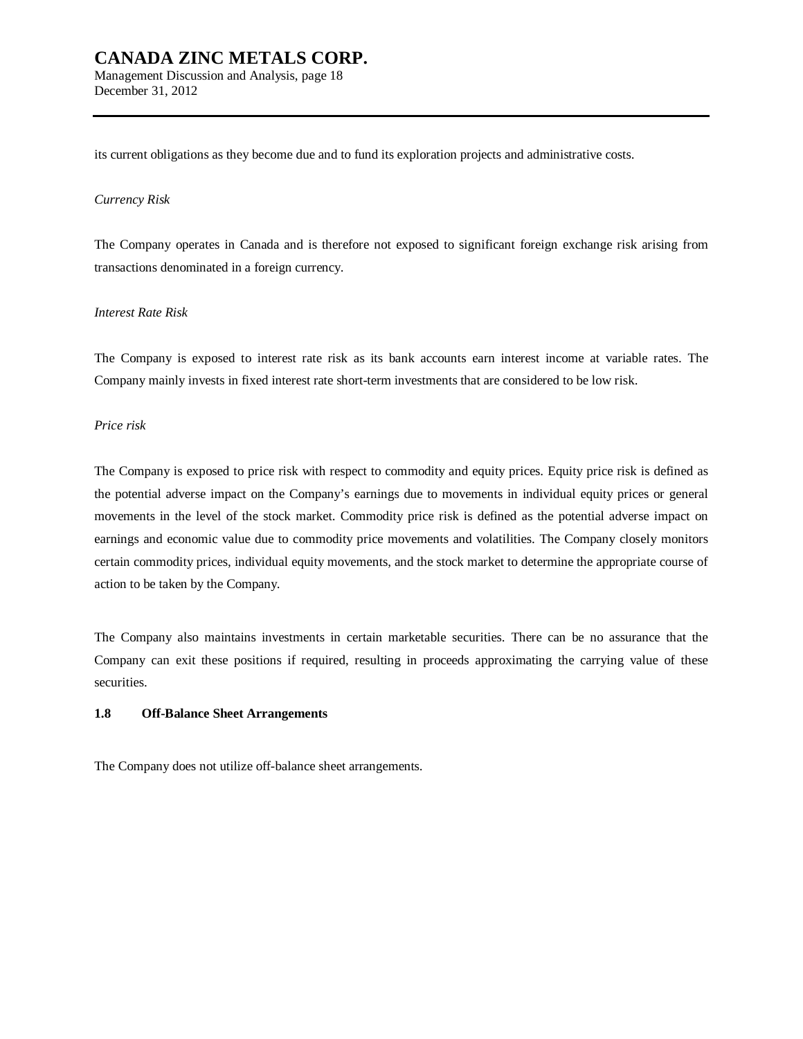its current obligations as they become due and to fund its exploration projects and administrative costs.

*Currency Risk*

The Company operates in Canada and is therefore not exposed to significant foreign exchange risk arising from transactions denominated in a foreign currency.

*Interest Rate Risk*

The Company is exposed to interest rate risk as its bank accounts earn interest income at variable rates. The Company mainly invests in fixed interest rate short-term investments that are considered to be low risk.

*Price risk*

The Company is exposed to price risk with respect to commodity and equity prices. Equity price risk is defined as the potential adverse impact on the Company's earnings due to movements in individual equity prices or general movements in the level of the stock market. Commodity price risk is defined as the potential adverse impact on earnings and economic value due to commodity price movements and volatilities. The Company closely monitors certain commodity prices, individual equity movements, and the stock market to determine the appropriate course of action to be taken by the Company.

The Company also maintains investments in certain marketable securities. There can be no assurance that the Company can exit these positions if required, resulting in proceeds approximating the carrying value of these securities.

### 1.8 Off-Balance Sheet Arrangements

The Company does not utilize off-balance sheet arrangements.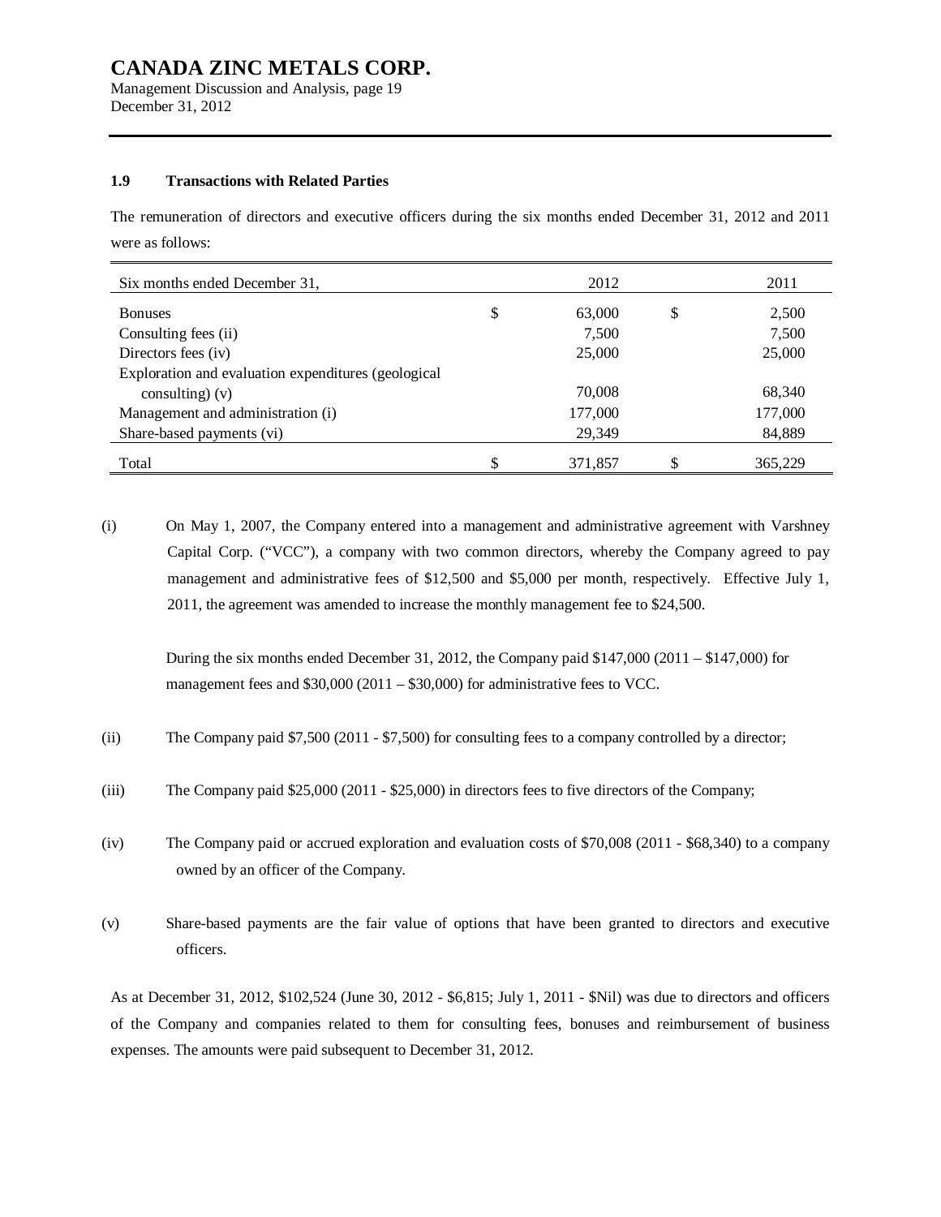### 1.9 Transactions with Related Parties

The remuneration of directors and executive officers during the six months ended December 31, 2012 and 2011 were as follows:

| Six months ended December 31, | 2012 | 2011 |
|---|---|---|
| Bonuses | $ 63,000 | $ 2,500 |
| Consulting fees (ii) | 7,500 | 7,500 |
| Directors fees (iv) | 25,000 | 25,000 |
| Exploration and evaluation expenditures (geological consulting) (v) | 70,008 | 68,340 |
| Management and administration (i) | 177,000 | 177,000 |
| Share-based payments (vi) | 29,349 | 84,889 |
| Total | $ 371,857 | $ 365,229 |

(i) On May 1, 2007, the Company entered into a management and administrative agreement with Varshney Capital Corp. ("VCC"), a company with two common directors, whereby the Company agreed to pay management and administrative fees of $12,500 and $5,000 per month, respectively. Effective July 1, 2011, the agreement was amended to increase the monthly management fee to $24,500.

During the six months ended December 31, 2012, the Company paid $147,000 (2011 – $147,000) for management fees and $30,000 (2011 – $30,000) for administrative fees to VCC.

(ii) The Company paid $7,500 (2011 - $7,500) for consulting fees to a company controlled by a director;

(iii) The Company paid $25,000 (2011 - $25,000) in directors fees to five directors of the Company;

(iv) The Company paid or accrued exploration and evaluation costs of $70,008 (2011 - $68,340) to a company owned by an officer of the Company.

(v) Share-based payments are the fair value of options that have been granted to directors and executive officers.

As at December 31, 2012, $102,524 (June 30, 2012 - $6,815; July 1, 2011 - $Nil) was due to directors and officers of the Company and companies related to them for consulting fees, bonuses and reimbursement of business expenses. The amounts were paid subsequent to December 31, 2012.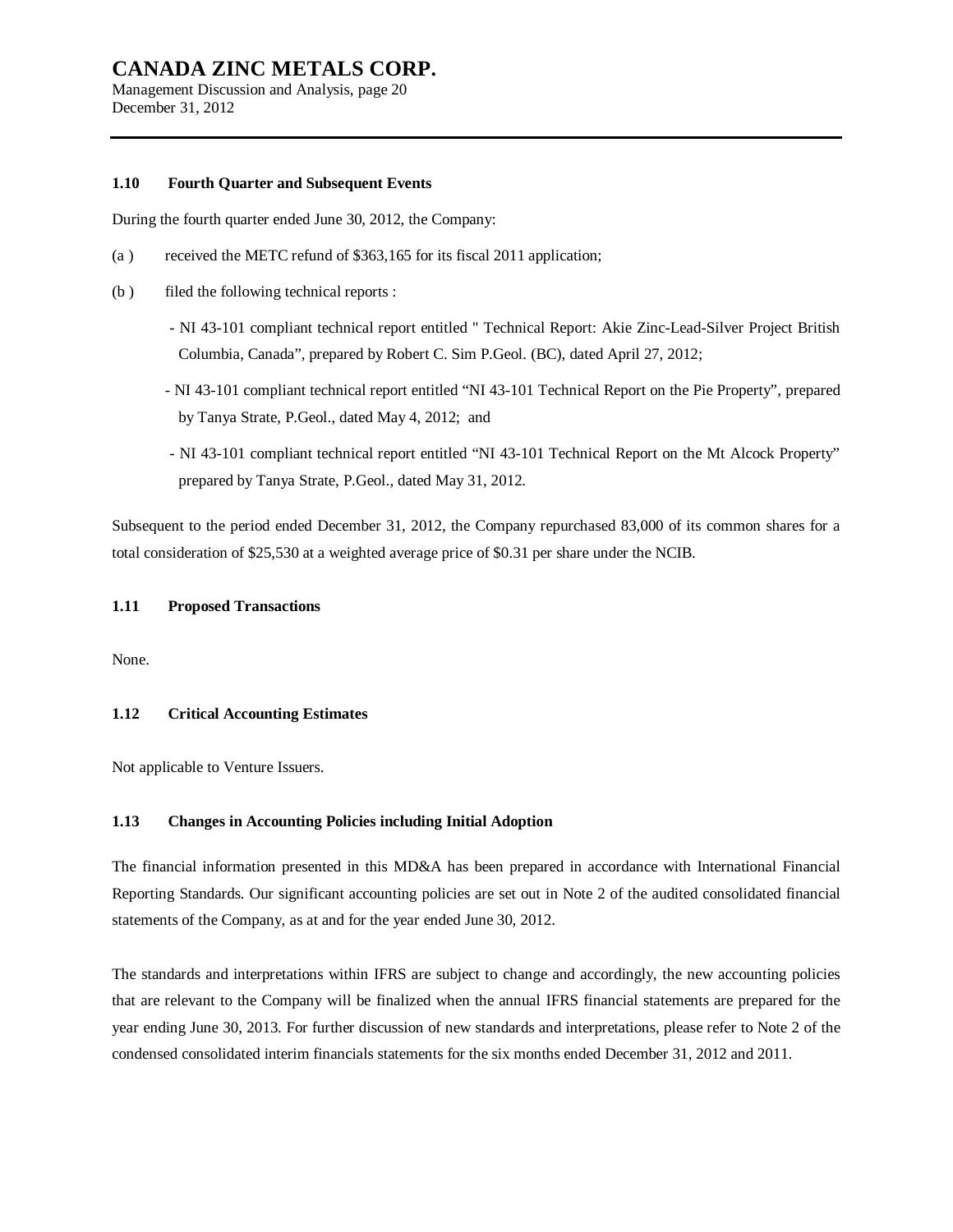### 1.10 Fourth Quarter and Subsequent Events

During the fourth quarter ended June 30, 2012, the Company:

(a ) received the METC refund of $363,165 for its fiscal 2011 application;

(b ) filed the following technical reports :

- NI 43-101 compliant technical report entitled " Technical Report: Akie Zinc-Lead-Silver Project British Columbia, Canada", prepared by Robert C. Sim P.Geol. (BC), dated April 27, 2012;
- NI 43-101 compliant technical report entitled "NI 43-101 Technical Report on the Pie Property", prepared by Tanya Strate, P.Geol., dated May 4, 2012; and
- NI 43-101 compliant technical report entitled "NI 43-101 Technical Report on the Mt Alcock Property" prepared by Tanya Strate, P.Geol., dated May 31, 2012.

Subsequent to the period ended December 31, 2012, the Company repurchased 83,000 of its common shares for a total consideration of $25,530 at a weighted average price of $0.31 per share under the NCIB.

### 1.11 Proposed Transactions

None.

### 1.12 Critical Accounting Estimates

Not applicable to Venture Issuers.

### 1.13 Changes in Accounting Policies including Initial Adoption

The financial information presented in this MD&A has been prepared in accordance with International Financial Reporting Standards. Our significant accounting policies are set out in Note 2 of the audited consolidated financial statements of the Company, as at and for the year ended June 30, 2012.

The standards and interpretations within IFRS are subject to change and accordingly, the new accounting policies that are relevant to the Company will be finalized when the annual IFRS financial statements are prepared for the year ending June 30, 2013. For further discussion of new standards and interpretations, please refer to Note 2 of the condensed consolidated interim financials statements for the six months ended December 31, 2012 and 2011.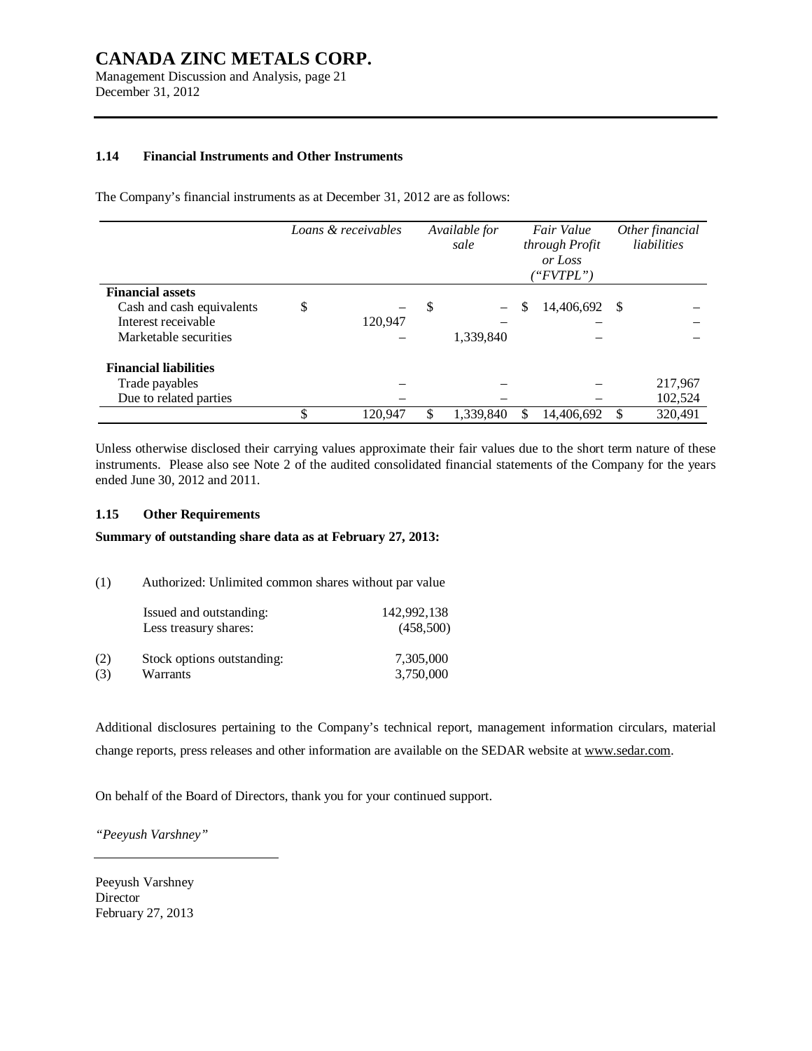# CANADA ZINC METALS CORP.

Management Discussion and Analysis, page 21
December 31, 2012

### 1.14 Financial Instruments and Other Instruments

The Company's financial instruments as at December 31, 2012 are as follows:

| | *Loans & receivables* | *Available for sale* | *Fair Value through Profit or Loss ("FVTPL")* | *Other financial liabilities* |
|---|---|---|---|---|
| **Financial assets** | | | | |
| Cash and cash equivalents | $ – | $ – | $ 14,406,692 | $ – |
| Interest receivable | 120,947 | – | – | – |
| Marketable securities | – | 1,339,840 | – | – |
| **Financial liabilities** | | | | |
| Trade payables | – | – | – | 217,967 |
| Due to related parties | – | – | – | 102,524 |
| | $ 120,947 | $ 1,339,840 | $ 14,406,692 | $ 320,491 |

Unless otherwise disclosed their carrying values approximate their fair values due to the short term nature of these instruments. Please also see Note 2 of the audited consolidated financial statements of the Company for the years ended June 30, 2012 and 2011.

### 1.15 Other Requirements

**Summary of outstanding share data as at February 27, 2013:**

(1) Authorized: Unlimited common shares without par value

| | | |
|---|---|---|
| | Issued and outstanding: | 142,992,138 |
| | Less treasury shares: | (458,500) |
| (2) | Stock options outstanding: | 7,305,000 |
| (3) | Warrants | 3,750,000 |

Additional disclosures pertaining to the Company's technical report, management information circulars, material change reports, press releases and other information are available on the SEDAR website at www.sedar.com.

On behalf of the Board of Directors, thank you for your continued support.

*"Peeyush Varshney"*

Peeyush Varshney
Director
February 27, 2013